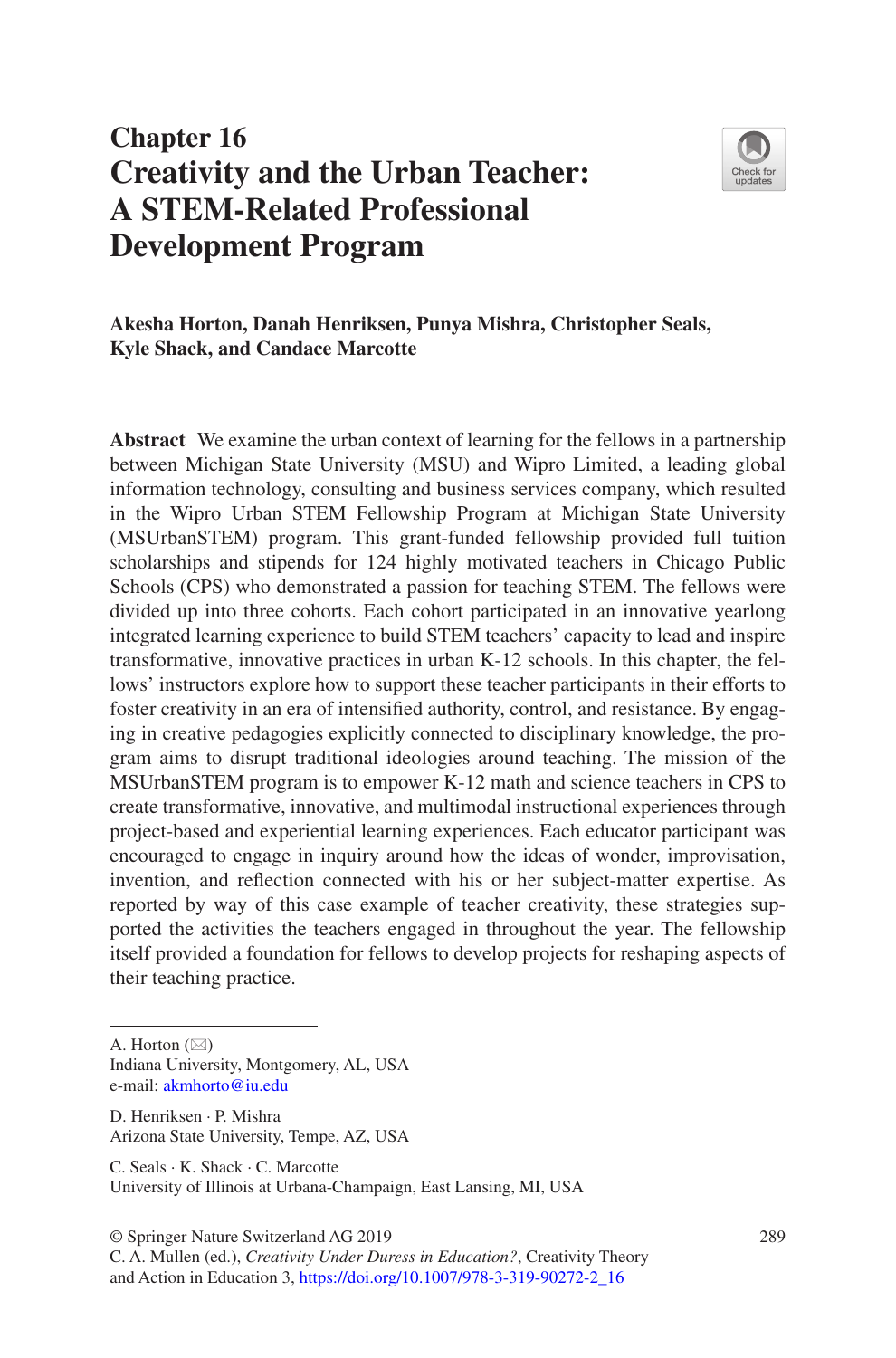# Chapter 16
# Creativity and the Urban Teacher: A STEM-Related Professional Development Program

**Akesha Horton, Danah Henriksen, Punya Mishra, Christopher Seals, Kyle Shack, and Candace Marcotte**

**Abstract** We examine the urban context of learning for the fellows in a partnership between Michigan State University (MSU) and Wipro Limited, a leading global information technology, consulting and business services company, which resulted in the Wipro Urban STEM Fellowship Program at Michigan State University (MSUrbanSTEM) program. This grant-funded fellowship provided full tuition scholarships and stipends for 124 highly motivated teachers in Chicago Public Schools (CPS) who demonstrated a passion for teaching STEM. The fellows were divided up into three cohorts. Each cohort participated in an innovative yearlong integrated learning experience to build STEM teachers' capacity to lead and inspire transformative, innovative practices in urban K-12 schools. In this chapter, the fellows' instructors explore how to support these teacher participants in their efforts to foster creativity in an era of intensified authority, control, and resistance. By engaging in creative pedagogies explicitly connected to disciplinary knowledge, the program aims to disrupt traditional ideologies around teaching. The mission of the MSUrbanSTEM program is to empower K-12 math and science teachers in CPS to create transformative, innovative, and multimodal instructional experiences through project-based and experiential learning experiences. Each educator participant was encouraged to engage in inquiry around how the ideas of wonder, improvisation, invention, and reflection connected with his or her subject-matter expertise. As reported by way of this case example of teacher creativity, these strategies supported the activities the teachers engaged in throughout the year. The fellowship itself provided a foundation for fellows to develop projects for reshaping aspects of their teaching practice.

---

A. Horton (✉)
Indiana University, Montgomery, AL, USA
e-mail: akmhorto@iu.edu

D. Henriksen · P. Mishra
Arizona State University, Tempe, AZ, USA

C. Seals · K. Shack · C. Marcotte
University of Illinois at Urbana-Champaign, East Lansing, MI, USA

© Springer Nature Switzerland AG 2019
C. A. Mullen (ed.), *Creativity Under Duress in Education?*, Creativity Theory and Action in Education 3, https://doi.org/10.1007/978-3-319-90272-2_16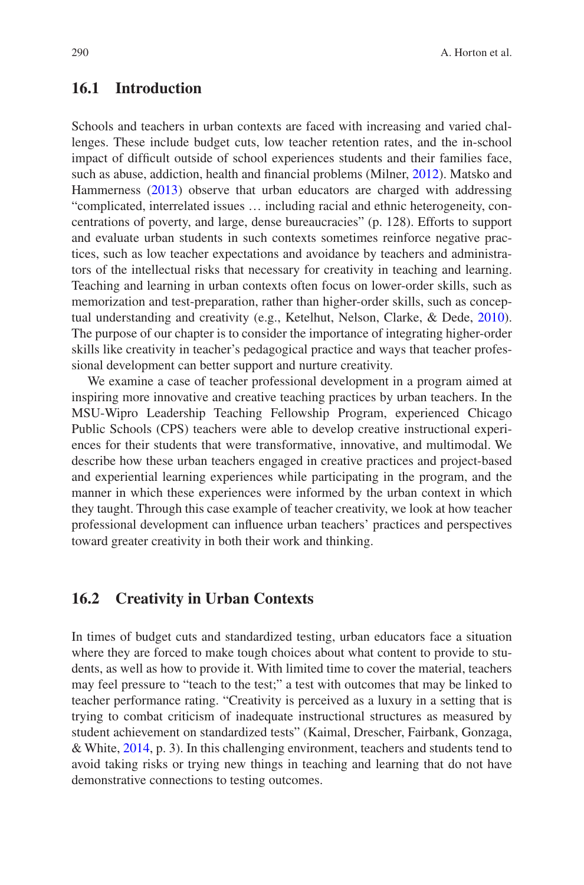## 16.1 Introduction

Schools and teachers in urban contexts are faced with increasing and varied challenges. These include budget cuts, low teacher retention rates, and the in-school impact of difficult outside of school experiences students and their families face, such as abuse, addiction, health and financial problems (Milner, 2012). Matsko and Hammerness (2013) observe that urban educators are charged with addressing "complicated, interrelated issues … including racial and ethnic heterogeneity, concentrations of poverty, and large, dense bureaucracies" (p. 128). Efforts to support and evaluate urban students in such contexts sometimes reinforce negative practices, such as low teacher expectations and avoidance by teachers and administrators of the intellectual risks that necessary for creativity in teaching and learning. Teaching and learning in urban contexts often focus on lower-order skills, such as memorization and test-preparation, rather than higher-order skills, such as conceptual understanding and creativity (e.g., Ketelhut, Nelson, Clarke, & Dede, 2010). The purpose of our chapter is to consider the importance of integrating higher-order skills like creativity in teacher's pedagogical practice and ways that teacher professional development can better support and nurture creativity.

We examine a case of teacher professional development in a program aimed at inspiring more innovative and creative teaching practices by urban teachers. In the MSU-Wipro Leadership Teaching Fellowship Program, experienced Chicago Public Schools (CPS) teachers were able to develop creative instructional experiences for their students that were transformative, innovative, and multimodal. We describe how these urban teachers engaged in creative practices and project-based and experiential learning experiences while participating in the program, and the manner in which these experiences were informed by the urban context in which they taught. Through this case example of teacher creativity, we look at how teacher professional development can influence urban teachers' practices and perspectives toward greater creativity in both their work and thinking.

## 16.2 Creativity in Urban Contexts

In times of budget cuts and standardized testing, urban educators face a situation where they are forced to make tough choices about what content to provide to students, as well as how to provide it. With limited time to cover the material, teachers may feel pressure to "teach to the test;" a test with outcomes that may be linked to teacher performance rating. "Creativity is perceived as a luxury in a setting that is trying to combat criticism of inadequate instructional structures as measured by student achievement on standardized tests" (Kaimal, Drescher, Fairbank, Gonzaga, & White, 2014, p. 3). In this challenging environment, teachers and students tend to avoid taking risks or trying new things in teaching and learning that do not have demonstrative connections to testing outcomes.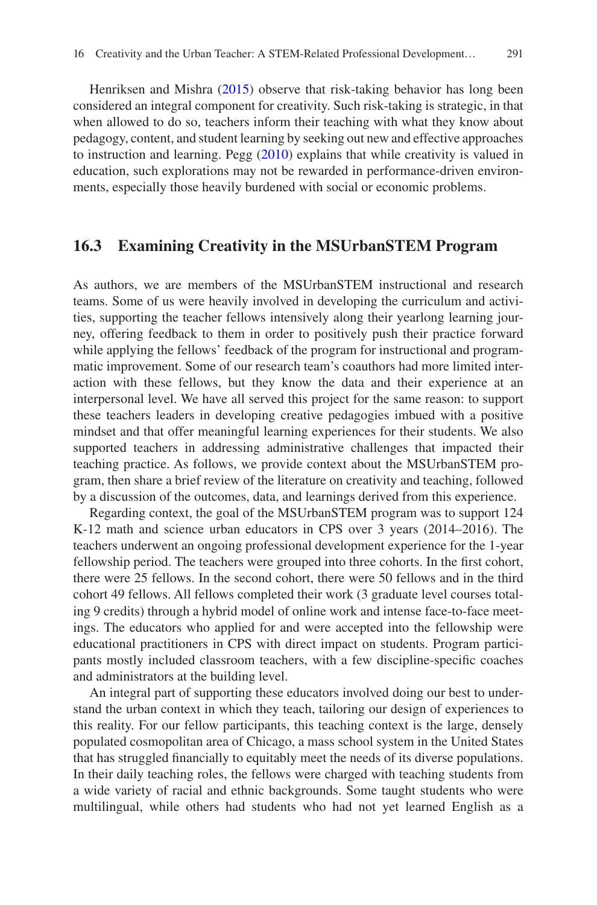Henriksen and Mishra (2015) observe that risk-taking behavior has long been considered an integral component for creativity. Such risk-taking is strategic, in that when allowed to do so, teachers inform their teaching with what they know about pedagogy, content, and student learning by seeking out new and effective approaches to instruction and learning. Pegg (2010) explains that while creativity is valued in education, such explorations may not be rewarded in performance-driven environments, especially those heavily burdened with social or economic problems.

## 16.3 Examining Creativity in the MSUrbanSTEM Program

As authors, we are members of the MSUrbanSTEM instructional and research teams. Some of us were heavily involved in developing the curriculum and activities, supporting the teacher fellows intensively along their yearlong learning journey, offering feedback to them in order to positively push their practice forward while applying the fellows' feedback of the program for instructional and programmatic improvement. Some of our research team's coauthors had more limited interaction with these fellows, but they know the data and their experience at an interpersonal level. We have all served this project for the same reason: to support these teachers leaders in developing creative pedagogies imbued with a positive mindset and that offer meaningful learning experiences for their students. We also supported teachers in addressing administrative challenges that impacted their teaching practice. As follows, we provide context about the MSUrbanSTEM program, then share a brief review of the literature on creativity and teaching, followed by a discussion of the outcomes, data, and learnings derived from this experience.

Regarding context, the goal of the MSUrbanSTEM program was to support 124 K-12 math and science urban educators in CPS over 3 years (2014–2016). The teachers underwent an ongoing professional development experience for the 1-year fellowship period. The teachers were grouped into three cohorts. In the first cohort, there were 25 fellows. In the second cohort, there were 50 fellows and in the third cohort 49 fellows. All fellows completed their work (3 graduate level courses totaling 9 credits) through a hybrid model of online work and intense face-to-face meetings. The educators who applied for and were accepted into the fellowship were educational practitioners in CPS with direct impact on students. Program participants mostly included classroom teachers, with a few discipline-specific coaches and administrators at the building level.

An integral part of supporting these educators involved doing our best to understand the urban context in which they teach, tailoring our design of experiences to this reality. For our fellow participants, this teaching context is the large, densely populated cosmopolitan area of Chicago, a mass school system in the United States that has struggled financially to equitably meet the needs of its diverse populations. In their daily teaching roles, the fellows were charged with teaching students from a wide variety of racial and ethnic backgrounds. Some taught students who were multilingual, while others had students who had not yet learned English as a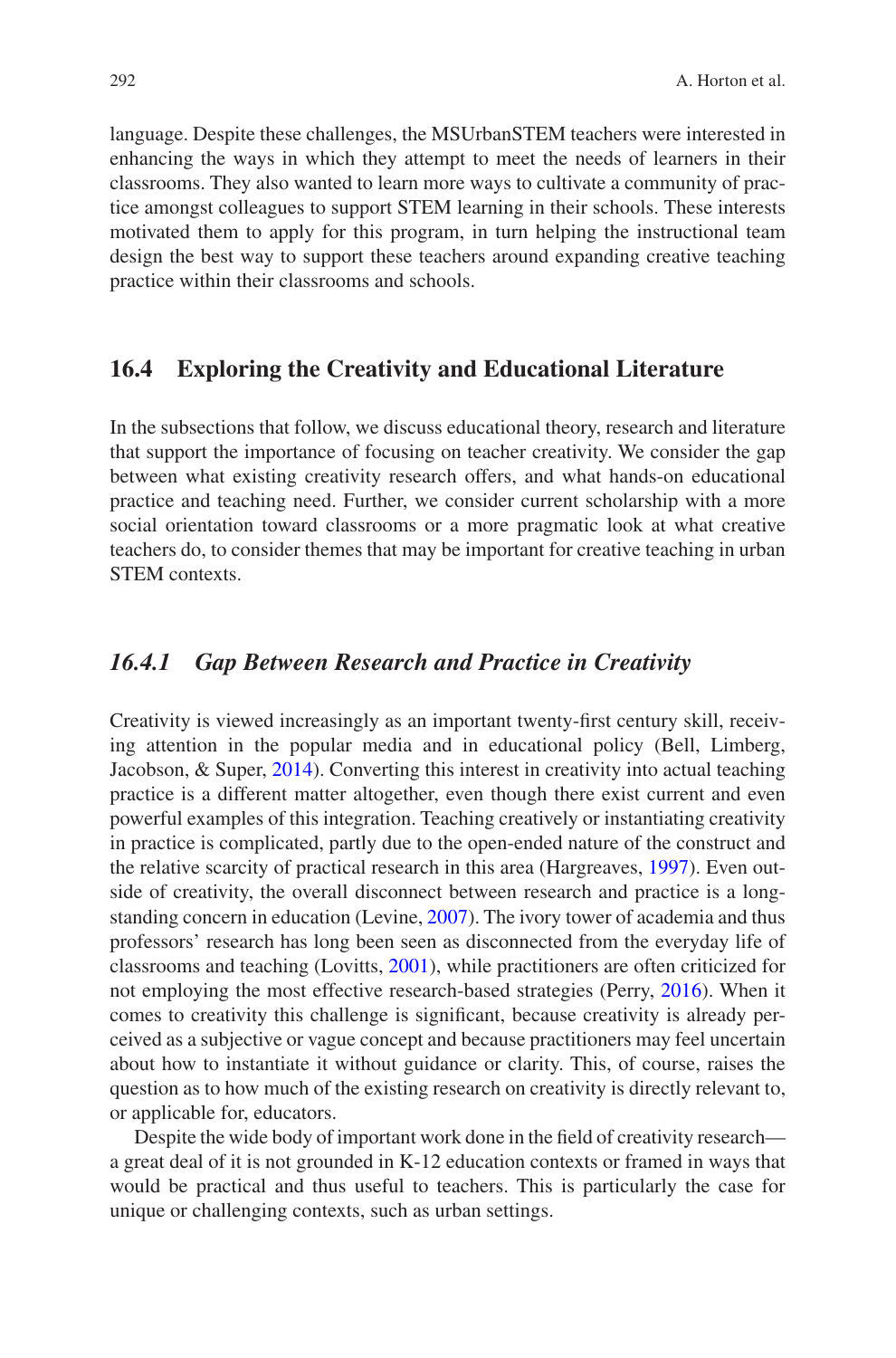language. Despite these challenges, the MSUrbanSTEM teachers were interested in enhancing the ways in which they attempt to meet the needs of learners in their classrooms. They also wanted to learn more ways to cultivate a community of practice amongst colleagues to support STEM learning in their schools. These interests motivated them to apply for this program, in turn helping the instructional team design the best way to support these teachers around expanding creative teaching practice within their classrooms and schools.

## 16.4 Exploring the Creativity and Educational Literature

In the subsections that follow, we discuss educational theory, research and literature that support the importance of focusing on teacher creativity. We consider the gap between what existing creativity research offers, and what hands-on educational practice and teaching need. Further, we consider current scholarship with a more social orientation toward classrooms or a more pragmatic look at what creative teachers do, to consider themes that may be important for creative teaching in urban STEM contexts.

### *16.4.1 Gap Between Research and Practice in Creativity*

Creativity is viewed increasingly as an important twenty-first century skill, receiving attention in the popular media and in educational policy (Bell, Limberg, Jacobson, & Super, 2014). Converting this interest in creativity into actual teaching practice is a different matter altogether, even though there exist current and even powerful examples of this integration. Teaching creatively or instantiating creativity in practice is complicated, partly due to the open-ended nature of the construct and the relative scarcity of practical research in this area (Hargreaves, 1997). Even outside of creativity, the overall disconnect between research and practice is a long-standing concern in education (Levine, 2007). The ivory tower of academia and thus professors' research has long been seen as disconnected from the everyday life of classrooms and teaching (Lovitts, 2001), while practitioners are often criticized for not employing the most effective research-based strategies (Perry, 2016). When it comes to creativity this challenge is significant, because creativity is already perceived as a subjective or vague concept and because practitioners may feel uncertain about how to instantiate it without guidance or clarity. This, of course, raises the question as to how much of the existing research on creativity is directly relevant to, or applicable for, educators.

Despite the wide body of important work done in the field of creativity research—a great deal of it is not grounded in K-12 education contexts or framed in ways that would be practical and thus useful to teachers. This is particularly the case for unique or challenging contexts, such as urban settings.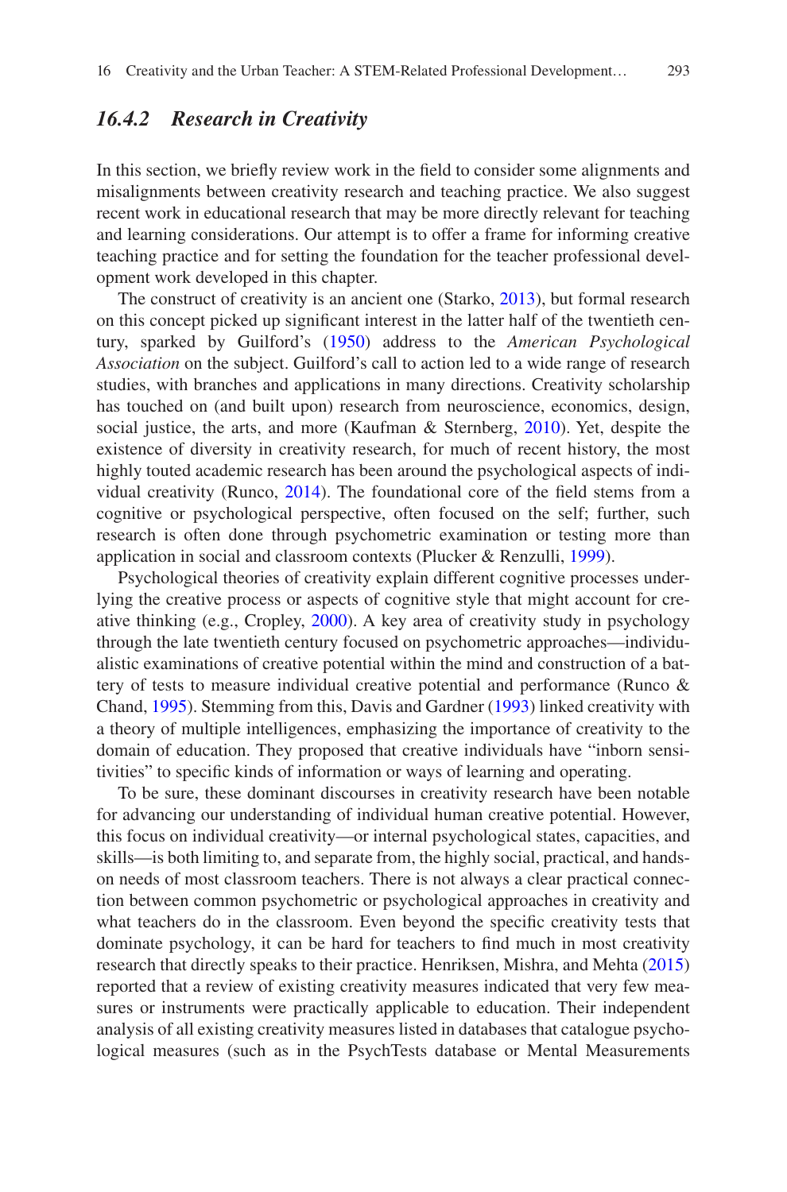### *16.4.2 Research in Creativity*

In this section, we briefly review work in the field to consider some alignments and misalignments between creativity research and teaching practice. We also suggest recent work in educational research that may be more directly relevant for teaching and learning considerations. Our attempt is to offer a frame for informing creative teaching practice and for setting the foundation for the teacher professional development work developed in this chapter.

The construct of creativity is an ancient one (Starko, 2013), but formal research on this concept picked up significant interest in the latter half of the twentieth century, sparked by Guilford's (1950) address to the *American Psychological Association* on the subject. Guilford's call to action led to a wide range of research studies, with branches and applications in many directions. Creativity scholarship has touched on (and built upon) research from neuroscience, economics, design, social justice, the arts, and more (Kaufman & Sternberg, 2010). Yet, despite the existence of diversity in creativity research, for much of recent history, the most highly touted academic research has been around the psychological aspects of individual creativity (Runco, 2014). The foundational core of the field stems from a cognitive or psychological perspective, often focused on the self; further, such research is often done through psychometric examination or testing more than application in social and classroom contexts (Plucker & Renzulli, 1999).

Psychological theories of creativity explain different cognitive processes underlying the creative process or aspects of cognitive style that might account for creative thinking (e.g., Cropley, 2000). A key area of creativity study in psychology through the late twentieth century focused on psychometric approaches—individualistic examinations of creative potential within the mind and construction of a battery of tests to measure individual creative potential and performance (Runco & Chand, 1995). Stemming from this, Davis and Gardner (1993) linked creativity with a theory of multiple intelligences, emphasizing the importance of creativity to the domain of education. They proposed that creative individuals have "inborn sensitivities" to specific kinds of information or ways of learning and operating.

To be sure, these dominant discourses in creativity research have been notable for advancing our understanding of individual human creative potential. However, this focus on individual creativity—or internal psychological states, capacities, and skills—is both limiting to, and separate from, the highly social, practical, and hands-on needs of most classroom teachers. There is not always a clear practical connection between common psychometric or psychological approaches in creativity and what teachers do in the classroom. Even beyond the specific creativity tests that dominate psychology, it can be hard for teachers to find much in most creativity research that directly speaks to their practice. Henriksen, Mishra, and Mehta (2015) reported that a review of existing creativity measures indicated that very few measures or instruments were practically applicable to education. Their independent analysis of all existing creativity measures listed in databases that catalogue psychological measures (such as in the PsychTests database or Mental Measurements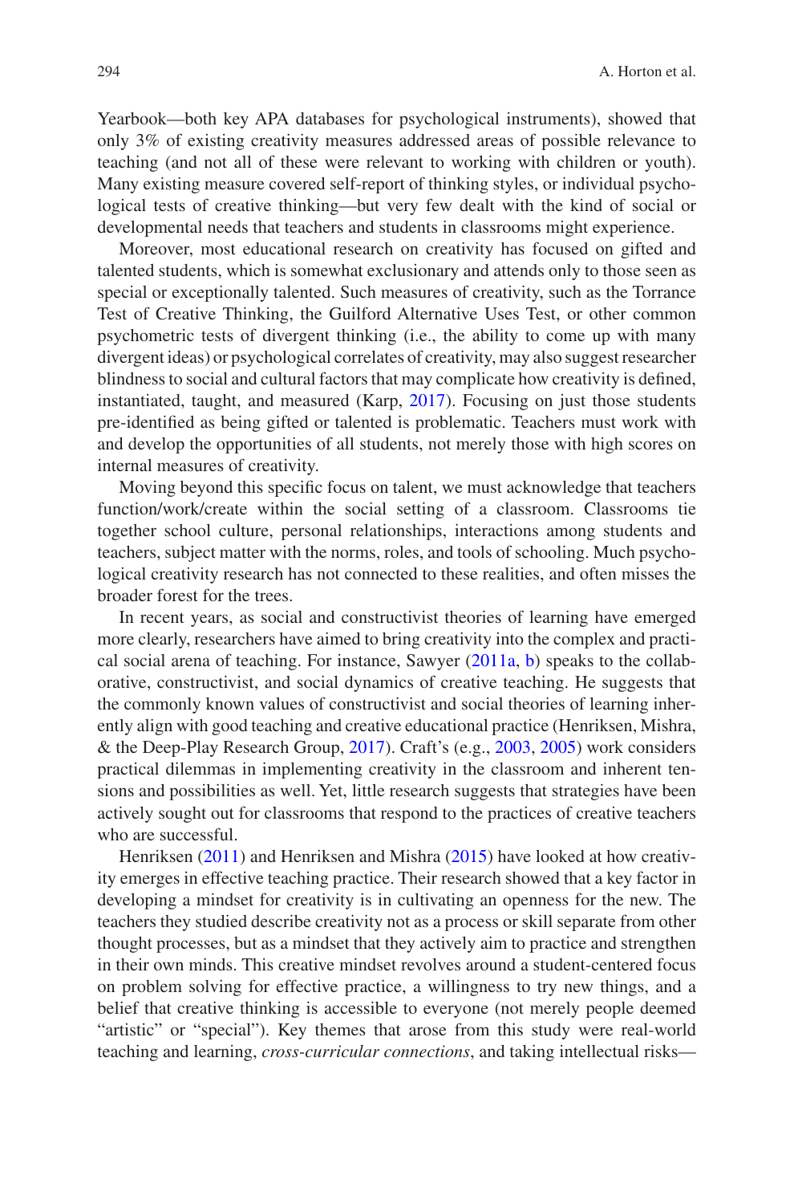Yearbook—both key APA databases for psychological instruments), showed that only 3% of existing creativity measures addressed areas of possible relevance to teaching (and not all of these were relevant to working with children or youth). Many existing measure covered self-report of thinking styles, or individual psychological tests of creative thinking—but very few dealt with the kind of social or developmental needs that teachers and students in classrooms might experience.

Moreover, most educational research on creativity has focused on gifted and talented students, which is somewhat exclusionary and attends only to those seen as special or exceptionally talented. Such measures of creativity, such as the Torrance Test of Creative Thinking, the Guilford Alternative Uses Test, or other common psychometric tests of divergent thinking (i.e., the ability to come up with many divergent ideas) or psychological correlates of creativity, may also suggest researcher blindness to social and cultural factors that may complicate how creativity is defined, instantiated, taught, and measured (Karp, 2017). Focusing on just those students pre-identified as being gifted or talented is problematic. Teachers must work with and develop the opportunities of all students, not merely those with high scores on internal measures of creativity.

Moving beyond this specific focus on talent, we must acknowledge that teachers function/work/create within the social setting of a classroom. Classrooms tie together school culture, personal relationships, interactions among students and teachers, subject matter with the norms, roles, and tools of schooling. Much psychological creativity research has not connected to these realities, and often misses the broader forest for the trees.

In recent years, as social and constructivist theories of learning have emerged more clearly, researchers have aimed to bring creativity into the complex and practical social arena of teaching. For instance, Sawyer (2011a, b) speaks to the collaborative, constructivist, and social dynamics of creative teaching. He suggests that the commonly known values of constructivist and social theories of learning inherently align with good teaching and creative educational practice (Henriksen, Mishra, & the Deep-Play Research Group, 2017). Craft's (e.g., 2003, 2005) work considers practical dilemmas in implementing creativity in the classroom and inherent tensions and possibilities as well. Yet, little research suggests that strategies have been actively sought out for classrooms that respond to the practices of creative teachers who are successful.

Henriksen (2011) and Henriksen and Mishra (2015) have looked at how creativity emerges in effective teaching practice. Their research showed that a key factor in developing a mindset for creativity is in cultivating an openness for the new. The teachers they studied describe creativity not as a process or skill separate from other thought processes, but as a mindset that they actively aim to practice and strengthen in their own minds. This creative mindset revolves around a student-centered focus on problem solving for effective practice, a willingness to try new things, and a belief that creative thinking is accessible to everyone (not merely people deemed "artistic" or "special"). Key themes that arose from this study were real-world teaching and learning, *cross-curricular connections*, and taking intellectual risks—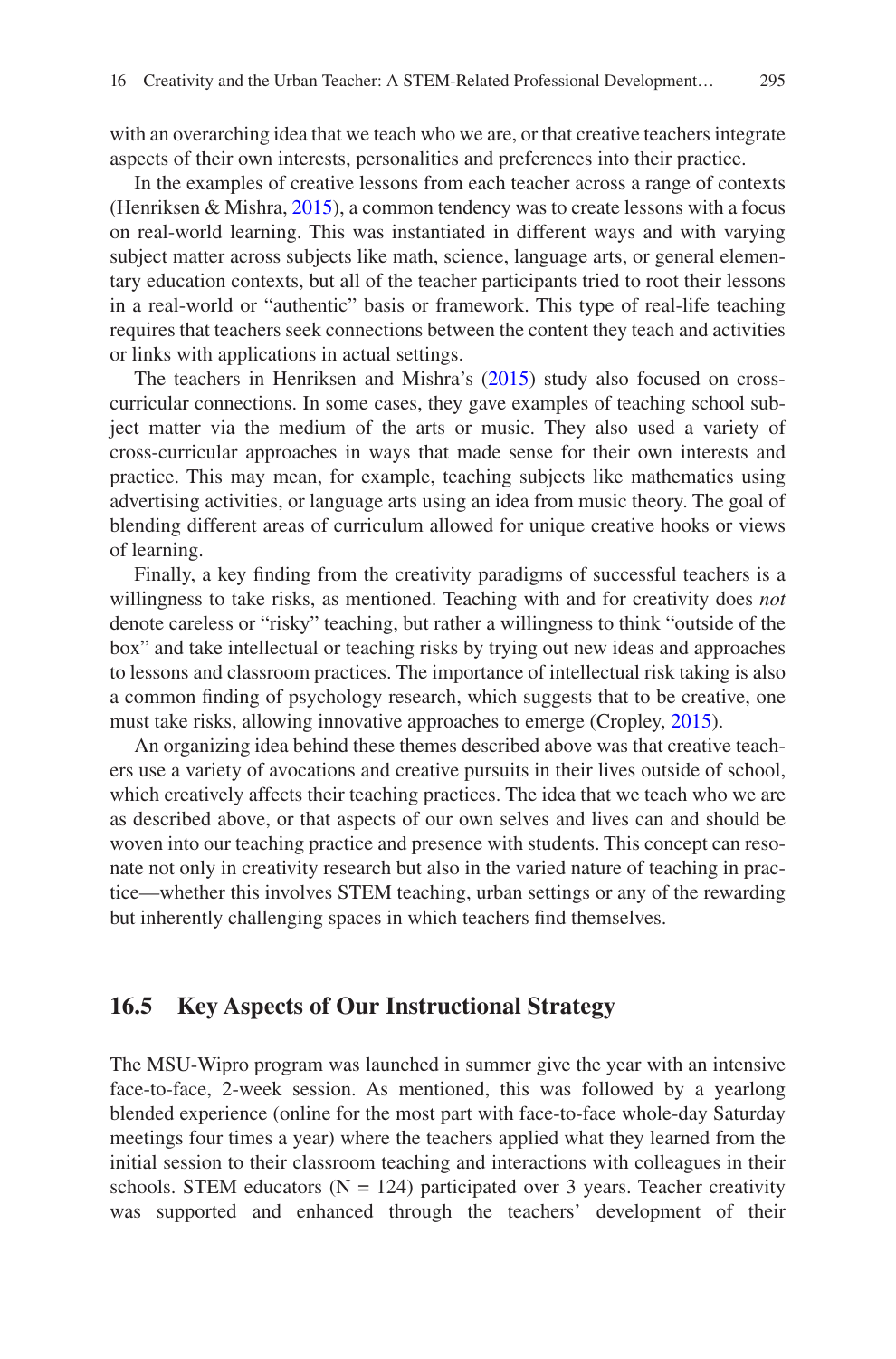with an overarching idea that we teach who we are, or that creative teachers integrate aspects of their own interests, personalities and preferences into their practice.

In the examples of creative lessons from each teacher across a range of contexts (Henriksen & Mishra, 2015), a common tendency was to create lessons with a focus on real-world learning. This was instantiated in different ways and with varying subject matter across subjects like math, science, language arts, or general elementary education contexts, but all of the teacher participants tried to root their lessons in a real-world or "authentic" basis or framework. This type of real-life teaching requires that teachers seek connections between the content they teach and activities or links with applications in actual settings.

The teachers in Henriksen and Mishra's (2015) study also focused on cross-curricular connections. In some cases, they gave examples of teaching school subject matter via the medium of the arts or music. They also used a variety of cross-curricular approaches in ways that made sense for their own interests and practice. This may mean, for example, teaching subjects like mathematics using advertising activities, or language arts using an idea from music theory. The goal of blending different areas of curriculum allowed for unique creative hooks or views of learning.

Finally, a key finding from the creativity paradigms of successful teachers is a willingness to take risks, as mentioned. Teaching with and for creativity does *not* denote careless or "risky" teaching, but rather a willingness to think "outside of the box" and take intellectual or teaching risks by trying out new ideas and approaches to lessons and classroom practices. The importance of intellectual risk taking is also a common finding of psychology research, which suggests that to be creative, one must take risks, allowing innovative approaches to emerge (Cropley, 2015).

An organizing idea behind these themes described above was that creative teachers use a variety of avocations and creative pursuits in their lives outside of school, which creatively affects their teaching practices. The idea that we teach who we are as described above, or that aspects of our own selves and lives can and should be woven into our teaching practice and presence with students. This concept can resonate not only in creativity research but also in the varied nature of teaching in practice—whether this involves STEM teaching, urban settings or any of the rewarding but inherently challenging spaces in which teachers find themselves.

## 16.5 Key Aspects of Our Instructional Strategy

The MSU-Wipro program was launched in summer give the year with an intensive face-to-face, 2-week session. As mentioned, this was followed by a yearlong blended experience (online for the most part with face-to-face whole-day Saturday meetings four times a year) where the teachers applied what they learned from the initial session to their classroom teaching and interactions with colleagues in their schools. STEM educators (N = 124) participated over 3 years. Teacher creativity was supported and enhanced through the teachers' development of their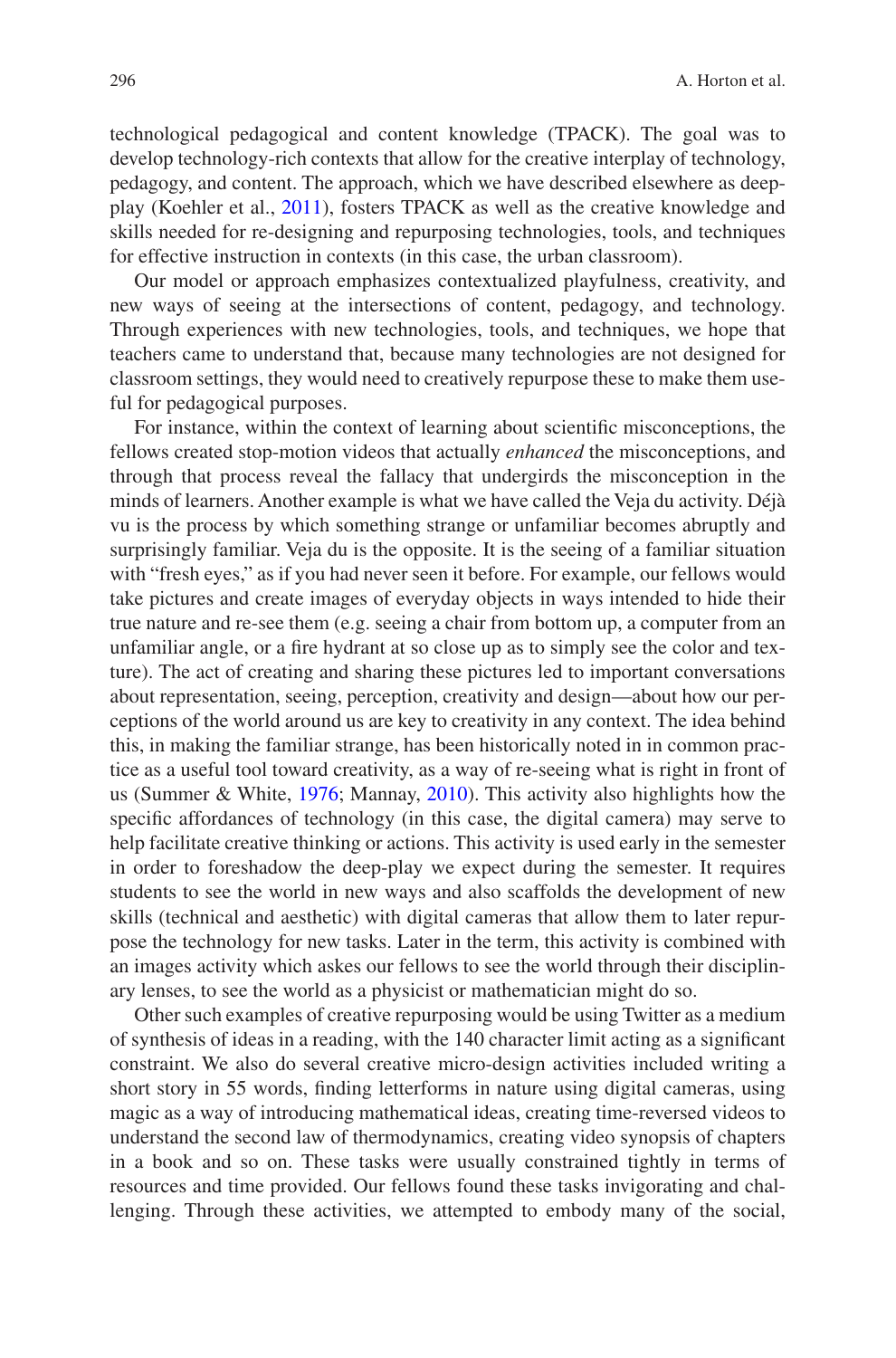technological pedagogical and content knowledge (TPACK). The goal was to develop technology-rich contexts that allow for the creative interplay of technology, pedagogy, and content. The approach, which we have described elsewhere as deep-play (Koehler et al., 2011), fosters TPACK as well as the creative knowledge and skills needed for re-designing and repurposing technologies, tools, and techniques for effective instruction in contexts (in this case, the urban classroom).

Our model or approach emphasizes contextualized playfulness, creativity, and new ways of seeing at the intersections of content, pedagogy, and technology. Through experiences with new technologies, tools, and techniques, we hope that teachers came to understand that, because many technologies are not designed for classroom settings, they would need to creatively repurpose these to make them useful for pedagogical purposes.

For instance, within the context of learning about scientific misconceptions, the fellows created stop-motion videos that actually *enhanced* the misconceptions, and through that process reveal the fallacy that undergirds the misconception in the minds of learners. Another example is what we have called the Veja du activity. Déjà vu is the process by which something strange or unfamiliar becomes abruptly and surprisingly familiar. Veja du is the opposite. It is the seeing of a familiar situation with "fresh eyes," as if you had never seen it before. For example, our fellows would take pictures and create images of everyday objects in ways intended to hide their true nature and re-see them (e.g. seeing a chair from bottom up, a computer from an unfamiliar angle, or a fire hydrant at so close up as to simply see the color and texture). The act of creating and sharing these pictures led to important conversations about representation, seeing, perception, creativity and design—about how our perceptions of the world around us are key to creativity in any context. The idea behind this, in making the familiar strange, has been historically noted in in common practice as a useful tool toward creativity, as a way of re-seeing what is right in front of us (Summer & White, 1976; Mannay, 2010). This activity also highlights how the specific affordances of technology (in this case, the digital camera) may serve to help facilitate creative thinking or actions. This activity is used early in the semester in order to foreshadow the deep-play we expect during the semester. It requires students to see the world in new ways and also scaffolds the development of new skills (technical and aesthetic) with digital cameras that allow them to later repurpose the technology for new tasks. Later in the term, this activity is combined with an images activity which askes our fellows to see the world through their disciplinary lenses, to see the world as a physicist or mathematician might do so.

Other such examples of creative repurposing would be using Twitter as a medium of synthesis of ideas in a reading, with the 140 character limit acting as a significant constraint. We also do several creative micro-design activities included writing a short story in 55 words, finding letterforms in nature using digital cameras, using magic as a way of introducing mathematical ideas, creating time-reversed videos to understand the second law of thermodynamics, creating video synopsis of chapters in a book and so on. These tasks were usually constrained tightly in terms of resources and time provided. Our fellows found these tasks invigorating and challenging. Through these activities, we attempted to embody many of the social,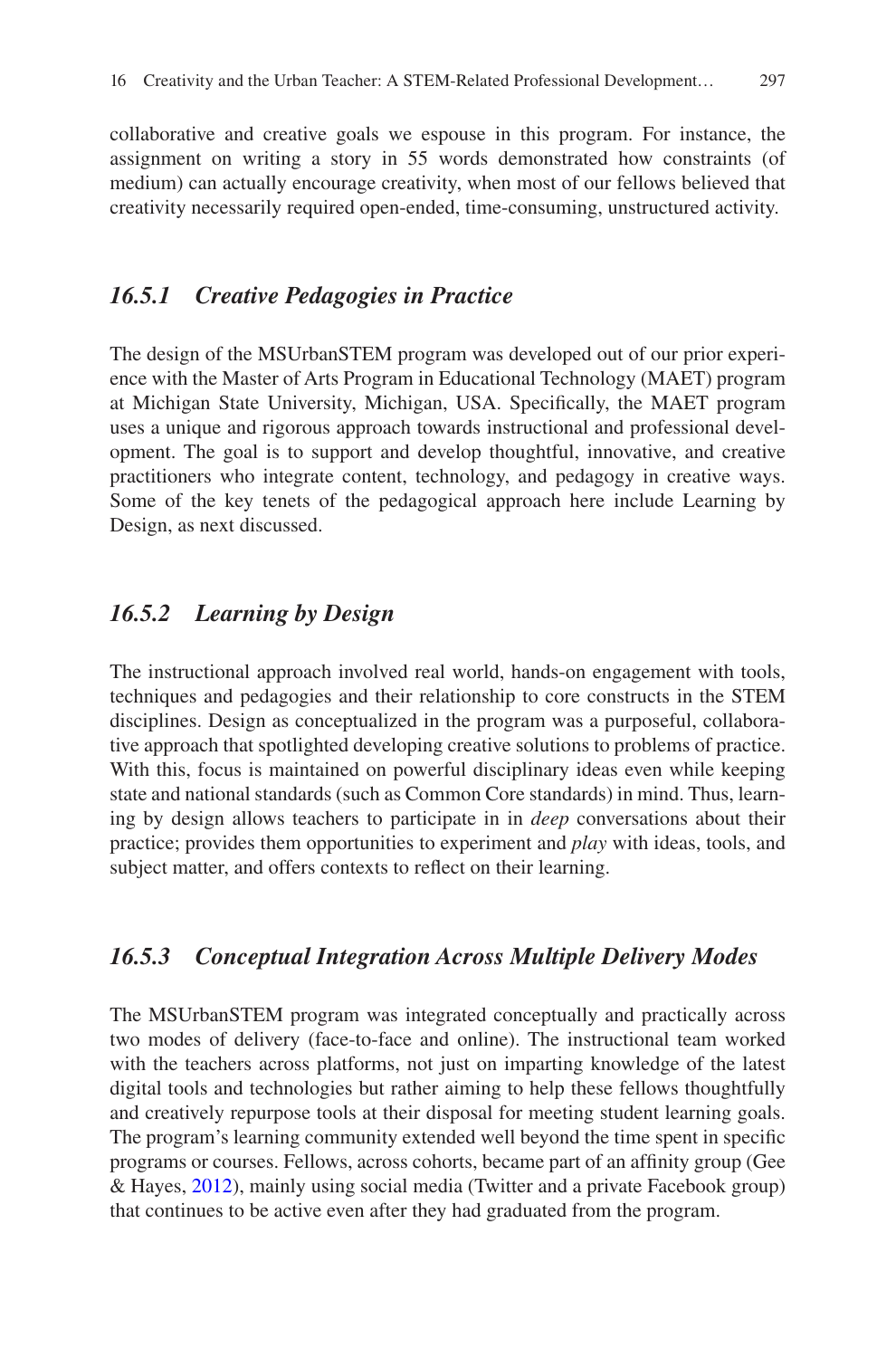collaborative and creative goals we espouse in this program. For instance, the assignment on writing a story in 55 words demonstrated how constraints (of medium) can actually encourage creativity, when most of our fellows believed that creativity necessarily required open-ended, time-consuming, unstructured activity.

### 16.5.1 Creative Pedagogies in Practice

The design of the MSUrbanSTEM program was developed out of our prior experience with the Master of Arts Program in Educational Technology (MAET) program at Michigan State University, Michigan, USA. Specifically, the MAET program uses a unique and rigorous approach towards instructional and professional development. The goal is to support and develop thoughtful, innovative, and creative practitioners who integrate content, technology, and pedagogy in creative ways. Some of the key tenets of the pedagogical approach here include Learning by Design, as next discussed.

### 16.5.2 Learning by Design

The instructional approach involved real world, hands-on engagement with tools, techniques and pedagogies and their relationship to core constructs in the STEM disciplines. Design as conceptualized in the program was a purposeful, collaborative approach that spotlighted developing creative solutions to problems of practice. With this, focus is maintained on powerful disciplinary ideas even while keeping state and national standards (such as Common Core standards) in mind. Thus, learning by design allows teachers to participate in in *deep* conversations about their practice; provides them opportunities to experiment and *play* with ideas, tools, and subject matter, and offers contexts to reflect on their learning.

### 16.5.3 Conceptual Integration Across Multiple Delivery Modes

The MSUrbanSTEM program was integrated conceptually and practically across two modes of delivery (face-to-face and online). The instructional team worked with the teachers across platforms, not just on imparting knowledge of the latest digital tools and technologies but rather aiming to help these fellows thoughtfully and creatively repurpose tools at their disposal for meeting student learning goals. The program's learning community extended well beyond the time spent in specific programs or courses. Fellows, across cohorts, became part of an affinity group (Gee & Hayes, 2012), mainly using social media (Twitter and a private Facebook group) that continues to be active even after they had graduated from the program.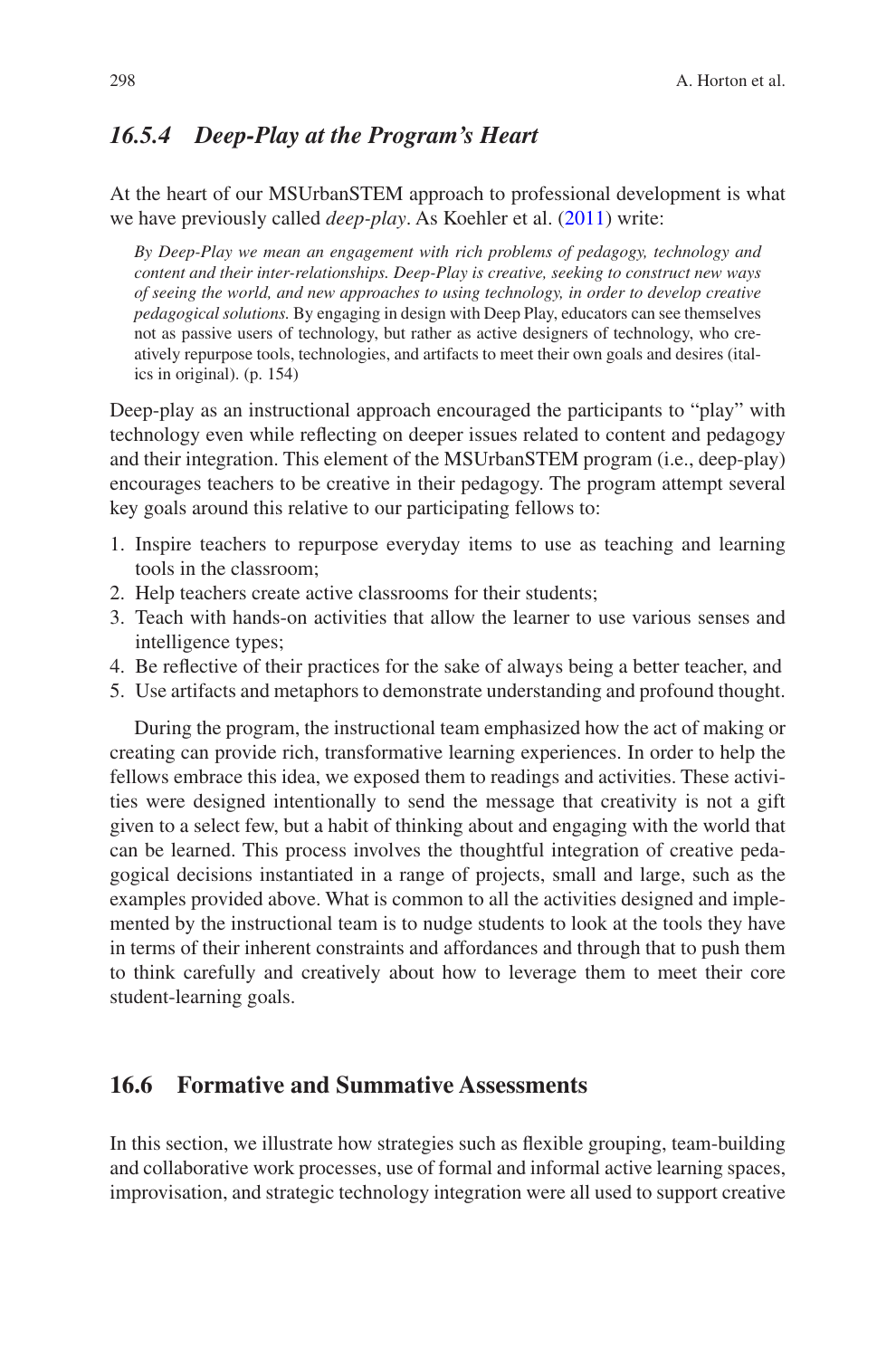### *16.5.4 Deep-Play at the Program's Heart*

At the heart of our MSUrbanSTEM approach to professional development is what we have previously called *deep-play*. As Koehler et al. (2011) write:

> *By Deep-Play we mean an engagement with rich problems of pedagogy, technology and content and their inter-relationships. Deep-Play is creative, seeking to construct new ways of seeing the world, and new approaches to using technology, in order to develop creative pedagogical solutions.* By engaging in design with Deep Play, educators can see themselves not as passive users of technology, but rather as active designers of technology, who creatively repurpose tools, technologies, and artifacts to meet their own goals and desires (italics in original). (p. 154)

Deep-play as an instructional approach encouraged the participants to "play" with technology even while reflecting on deeper issues related to content and pedagogy and their integration. This element of the MSUrbanSTEM program (i.e., deep-play) encourages teachers to be creative in their pedagogy. The program attempt several key goals around this relative to our participating fellows to:

1. Inspire teachers to repurpose everyday items to use as teaching and learning tools in the classroom;
2. Help teachers create active classrooms for their students;
3. Teach with hands-on activities that allow the learner to use various senses and intelligence types;
4. Be reflective of their practices for the sake of always being a better teacher, and
5. Use artifacts and metaphors to demonstrate understanding and profound thought.

During the program, the instructional team emphasized how the act of making or creating can provide rich, transformative learning experiences. In order to help the fellows embrace this idea, we exposed them to readings and activities. These activities were designed intentionally to send the message that creativity is not a gift given to a select few, but a habit of thinking about and engaging with the world that can be learned. This process involves the thoughtful integration of creative pedagogical decisions instantiated in a range of projects, small and large, such as the examples provided above. What is common to all the activities designed and implemented by the instructional team is to nudge students to look at the tools they have in terms of their inherent constraints and affordances and through that to push them to think carefully and creatively about how to leverage them to meet their core student-learning goals.

## 16.6 Formative and Summative Assessments

In this section, we illustrate how strategies such as flexible grouping, team-building and collaborative work processes, use of formal and informal active learning spaces, improvisation, and strategic technology integration were all used to support creative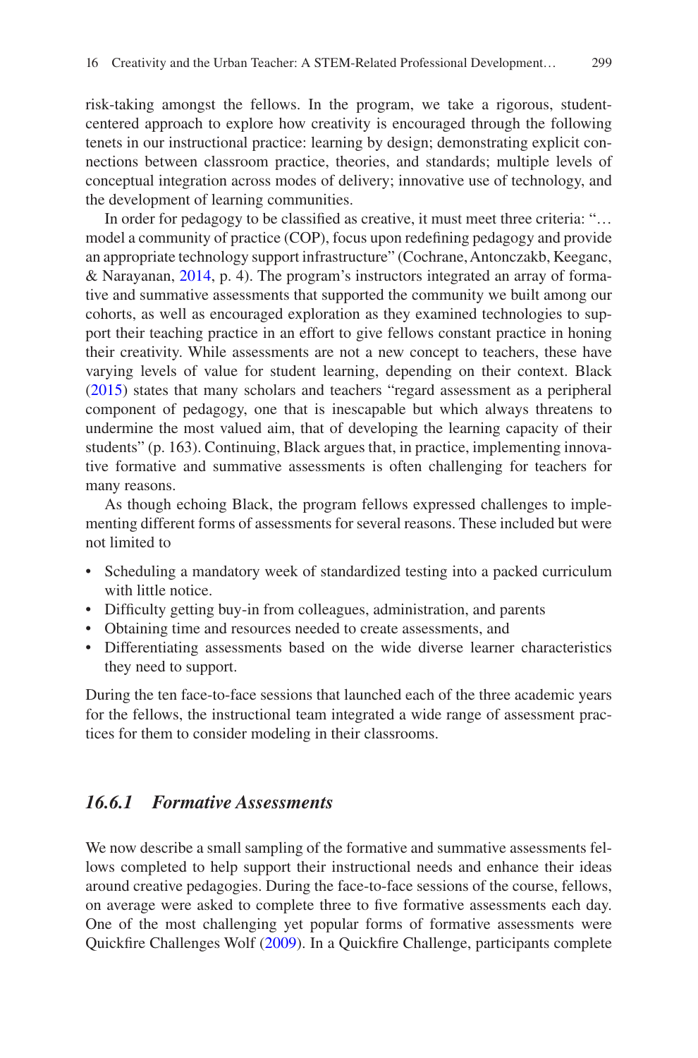risk-taking amongst the fellows. In the program, we take a rigorous, student-centered approach to explore how creativity is encouraged through the following tenets in our instructional practice: learning by design; demonstrating explicit connections between classroom practice, theories, and standards; multiple levels of conceptual integration across modes of delivery; innovative use of technology, and the development of learning communities.

In order for pedagogy to be classified as creative, it must meet three criteria: "… model a community of practice (COP), focus upon redefining pedagogy and provide an appropriate technology support infrastructure" (Cochrane, Antonczakb, Keeganc, & Narayanan, 2014, p. 4). The program's instructors integrated an array of formative and summative assessments that supported the community we built among our cohorts, as well as encouraged exploration as they examined technologies to support their teaching practice in an effort to give fellows constant practice in honing their creativity. While assessments are not a new concept to teachers, these have varying levels of value for student learning, depending on their context. Black (2015) states that many scholars and teachers "regard assessment as a peripheral component of pedagogy, one that is inescapable but which always threatens to undermine the most valued aim, that of developing the learning capacity of their students" (p. 163). Continuing, Black argues that, in practice, implementing innovative formative and summative assessments is often challenging for teachers for many reasons.

As though echoing Black, the program fellows expressed challenges to implementing different forms of assessments for several reasons. These included but were not limited to

- Scheduling a mandatory week of standardized testing into a packed curriculum with little notice.
- Difficulty getting buy-in from colleagues, administration, and parents
- Obtaining time and resources needed to create assessments, and
- Differentiating assessments based on the wide diverse learner characteristics they need to support.

During the ten face-to-face sessions that launched each of the three academic years for the fellows, the instructional team integrated a wide range of assessment practices for them to consider modeling in their classrooms.

### *16.6.1 Formative Assessments*

We now describe a small sampling of the formative and summative assessments fellows completed to help support their instructional needs and enhance their ideas around creative pedagogies. During the face-to-face sessions of the course, fellows, on average were asked to complete three to five formative assessments each day. One of the most challenging yet popular forms of formative assessments were Quickfire Challenges Wolf (2009). In a Quickfire Challenge, participants complete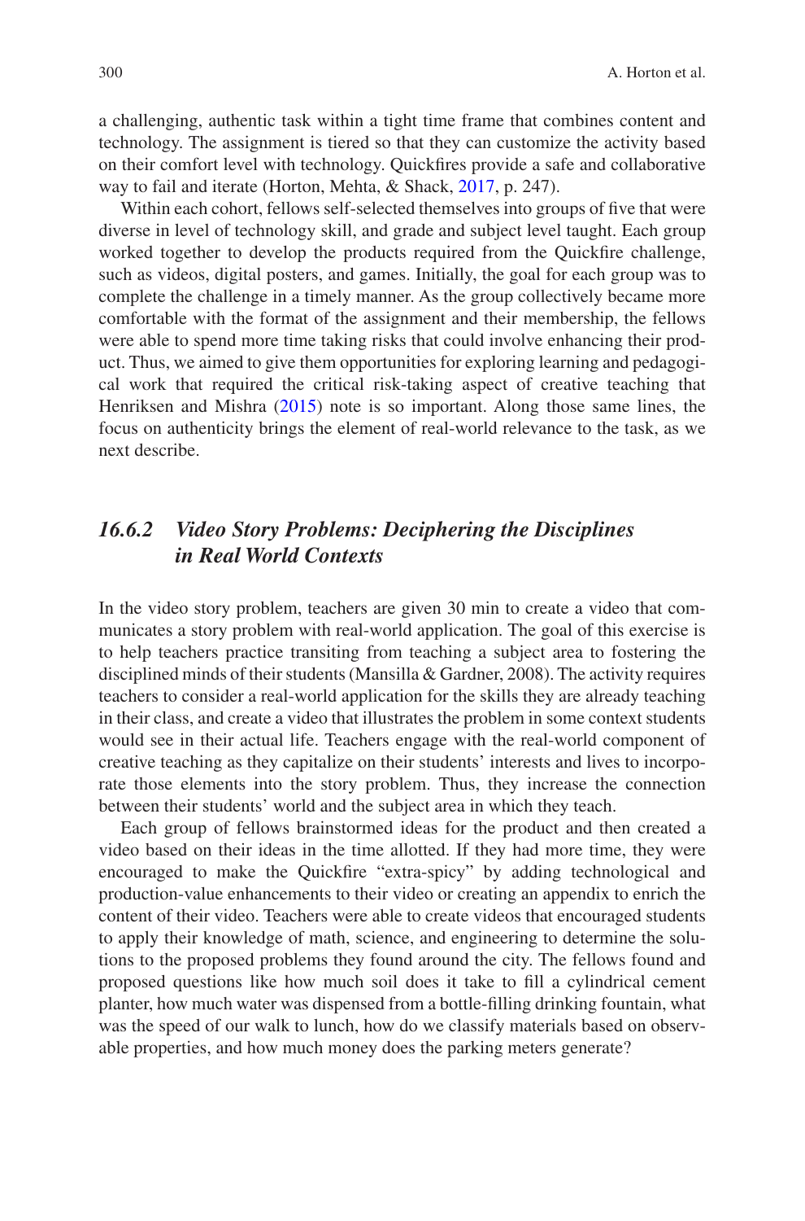a challenging, authentic task within a tight time frame that combines content and technology. The assignment is tiered so that they can customize the activity based on their comfort level with technology. Quickfires provide a safe and collaborative way to fail and iterate (Horton, Mehta, & Shack, 2017, p. 247).

Within each cohort, fellows self-selected themselves into groups of five that were diverse in level of technology skill, and grade and subject level taught. Each group worked together to develop the products required from the Quickfire challenge, such as videos, digital posters, and games. Initially, the goal for each group was to complete the challenge in a timely manner. As the group collectively became more comfortable with the format of the assignment and their membership, the fellows were able to spend more time taking risks that could involve enhancing their product. Thus, we aimed to give them opportunities for exploring learning and pedagogical work that required the critical risk-taking aspect of creative teaching that Henriksen and Mishra (2015) note is so important. Along those same lines, the focus on authenticity brings the element of real-world relevance to the task, as we next describe.

### *16.6.2 Video Story Problems: Deciphering the Disciplines in Real World Contexts*

In the video story problem, teachers are given 30 min to create a video that communicates a story problem with real-world application. The goal of this exercise is to help teachers practice transiting from teaching a subject area to fostering the disciplined minds of their students (Mansilla & Gardner, 2008). The activity requires teachers to consider a real-world application for the skills they are already teaching in their class, and create a video that illustrates the problem in some context students would see in their actual life. Teachers engage with the real-world component of creative teaching as they capitalize on their students' interests and lives to incorporate those elements into the story problem. Thus, they increase the connection between their students' world and the subject area in which they teach.

Each group of fellows brainstormed ideas for the product and then created a video based on their ideas in the time allotted. If they had more time, they were encouraged to make the Quickfire "extra-spicy" by adding technological and production-value enhancements to their video or creating an appendix to enrich the content of their video. Teachers were able to create videos that encouraged students to apply their knowledge of math, science, and engineering to determine the solutions to the proposed problems they found around the city. The fellows found and proposed questions like how much soil does it take to fill a cylindrical cement planter, how much water was dispensed from a bottle-filling drinking fountain, what was the speed of our walk to lunch, how do we classify materials based on observable properties, and how much money does the parking meters generate?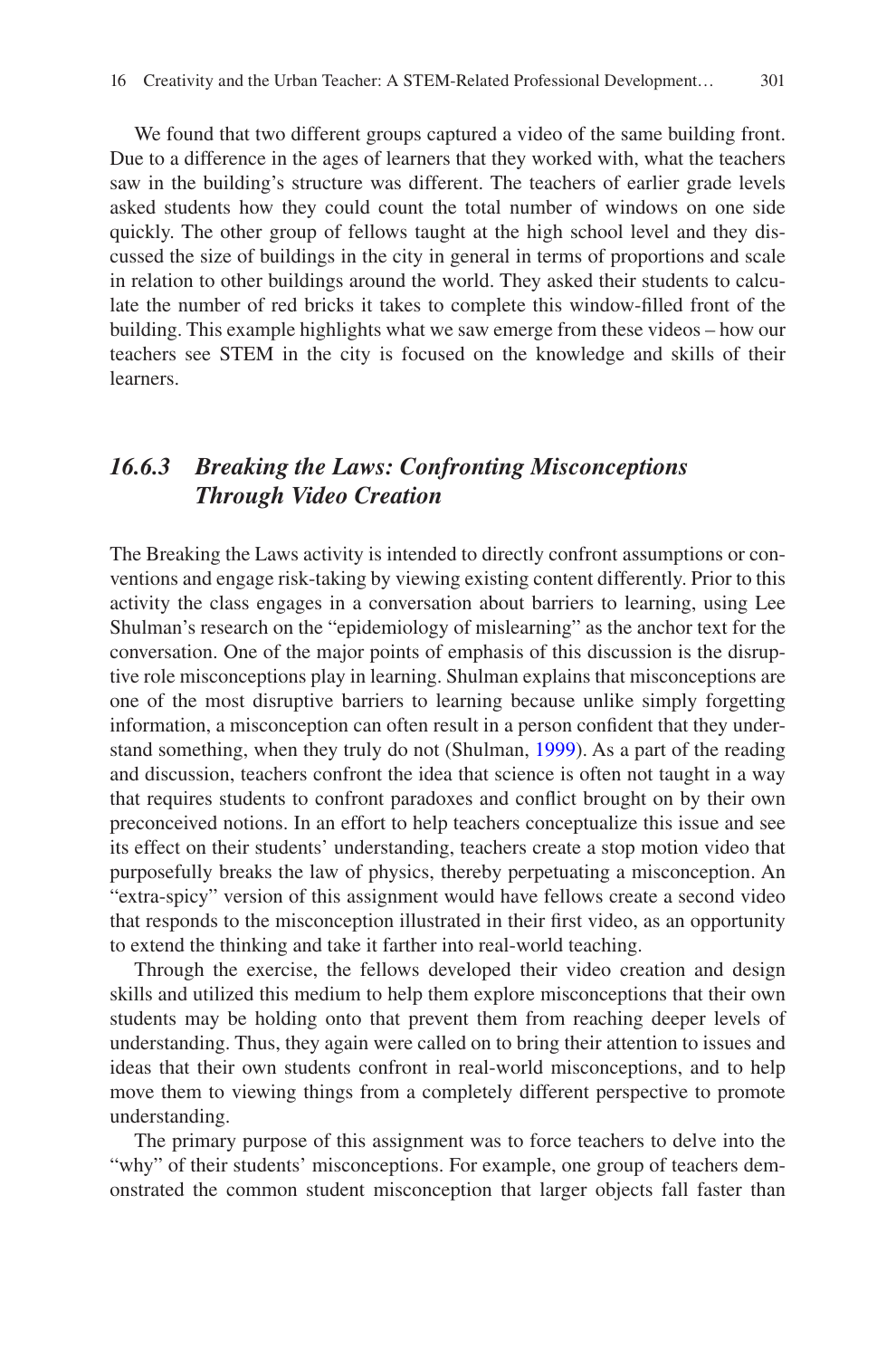We found that two different groups captured a video of the same building front. Due to a difference in the ages of learners that they worked with, what the teachers saw in the building's structure was different. The teachers of earlier grade levels asked students how they could count the total number of windows on one side quickly. The other group of fellows taught at the high school level and they discussed the size of buildings in the city in general in terms of proportions and scale in relation to other buildings around the world. They asked their students to calculate the number of red bricks it takes to complete this window-filled front of the building. This example highlights what we saw emerge from these videos – how our teachers see STEM in the city is focused on the knowledge and skills of their learners.

### *16.6.3 Breaking the Laws: Confronting Misconceptions Through Video Creation*

The Breaking the Laws activity is intended to directly confront assumptions or conventions and engage risk-taking by viewing existing content differently. Prior to this activity the class engages in a conversation about barriers to learning, using Lee Shulman's research on the "epidemiology of mislearning" as the anchor text for the conversation. One of the major points of emphasis of this discussion is the disruptive role misconceptions play in learning. Shulman explains that misconceptions are one of the most disruptive barriers to learning because unlike simply forgetting information, a misconception can often result in a person confident that they understand something, when they truly do not (Shulman, 1999). As a part of the reading and discussion, teachers confront the idea that science is often not taught in a way that requires students to confront paradoxes and conflict brought on by their own preconceived notions. In an effort to help teachers conceptualize this issue and see its effect on their students' understanding, teachers create a stop motion video that purposefully breaks the law of physics, thereby perpetuating a misconception. An "extra-spicy" version of this assignment would have fellows create a second video that responds to the misconception illustrated in their first video, as an opportunity to extend the thinking and take it farther into real-world teaching.

Through the exercise, the fellows developed their video creation and design skills and utilized this medium to help them explore misconceptions that their own students may be holding onto that prevent them from reaching deeper levels of understanding. Thus, they again were called on to bring their attention to issues and ideas that their own students confront in real-world misconceptions, and to help move them to viewing things from a completely different perspective to promote understanding.

The primary purpose of this assignment was to force teachers to delve into the "why" of their students' misconceptions. For example, one group of teachers demonstrated the common student misconception that larger objects fall faster than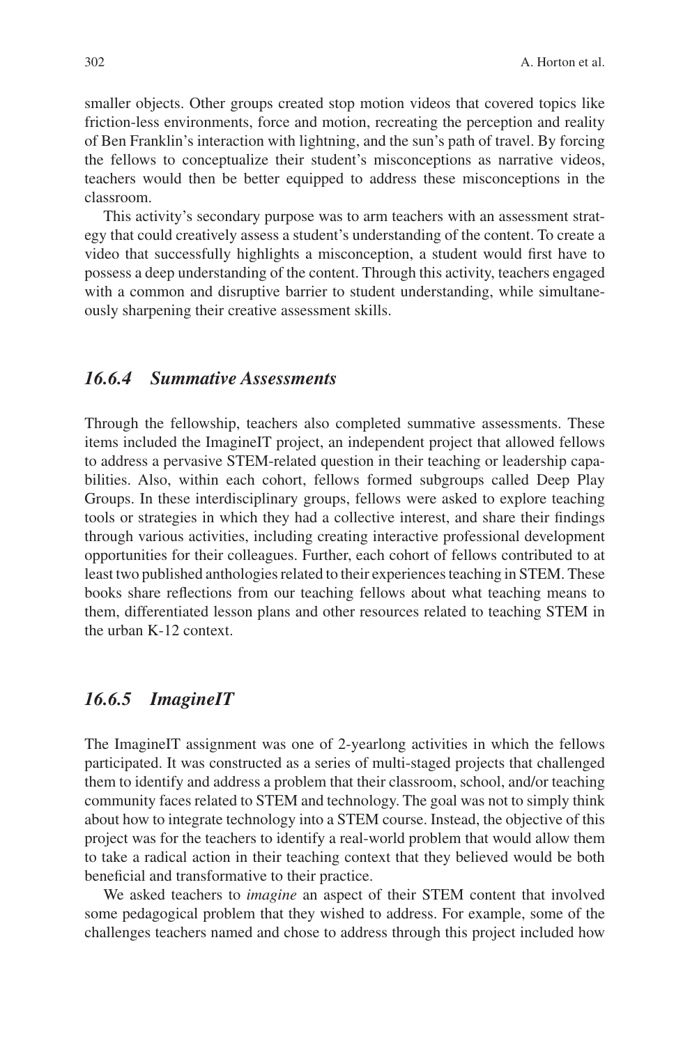smaller objects. Other groups created stop motion videos that covered topics like friction-less environments, force and motion, recreating the perception and reality of Ben Franklin's interaction with lightning, and the sun's path of travel. By forcing the fellows to conceptualize their student's misconceptions as narrative videos, teachers would then be better equipped to address these misconceptions in the classroom.

This activity's secondary purpose was to arm teachers with an assessment strategy that could creatively assess a student's understanding of the content. To create a video that successfully highlights a misconception, a student would first have to possess a deep understanding of the content. Through this activity, teachers engaged with a common and disruptive barrier to student understanding, while simultaneously sharpening their creative assessment skills.

### *16.6.4 Summative Assessments*

Through the fellowship, teachers also completed summative assessments. These items included the ImagineIT project, an independent project that allowed fellows to address a pervasive STEM-related question in their teaching or leadership capabilities. Also, within each cohort, fellows formed subgroups called Deep Play Groups. In these interdisciplinary groups, fellows were asked to explore teaching tools or strategies in which they had a collective interest, and share their findings through various activities, including creating interactive professional development opportunities for their colleagues. Further, each cohort of fellows contributed to at least two published anthologies related to their experiences teaching in STEM. These books share reflections from our teaching fellows about what teaching means to them, differentiated lesson plans and other resources related to teaching STEM in the urban K-12 context.

### *16.6.5 ImagineIT*

The ImagineIT assignment was one of 2-yearlong activities in which the fellows participated. It was constructed as a series of multi-staged projects that challenged them to identify and address a problem that their classroom, school, and/or teaching community faces related to STEM and technology. The goal was not to simply think about how to integrate technology into a STEM course. Instead, the objective of this project was for the teachers to identify a real-world problem that would allow them to take a radical action in their teaching context that they believed would be both beneficial and transformative to their practice.

We asked teachers to *imagine* an aspect of their STEM content that involved some pedagogical problem that they wished to address. For example, some of the challenges teachers named and chose to address through this project included how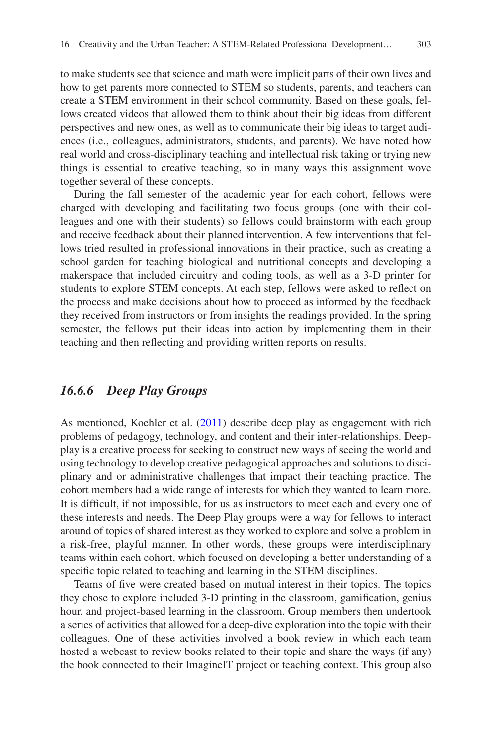to make students see that science and math were implicit parts of their own lives and how to get parents more connected to STEM so students, parents, and teachers can create a STEM environment in their school community. Based on these goals, fellows created videos that allowed them to think about their big ideas from different perspectives and new ones, as well as to communicate their big ideas to target audiences (i.e., colleagues, administrators, students, and parents). We have noted how real world and cross-disciplinary teaching and intellectual risk taking or trying new things is essential to creative teaching, so in many ways this assignment wove together several of these concepts.

During the fall semester of the academic year for each cohort, fellows were charged with developing and facilitating two focus groups (one with their colleagues and one with their students) so fellows could brainstorm with each group and receive feedback about their planned intervention. A few interventions that fellows tried resulted in professional innovations in their practice, such as creating a school garden for teaching biological and nutritional concepts and developing a makerspace that included circuitry and coding tools, as well as a 3-D printer for students to explore STEM concepts. At each step, fellows were asked to reflect on the process and make decisions about how to proceed as informed by the feedback they received from instructors or from insights the readings provided. In the spring semester, the fellows put their ideas into action by implementing them in their teaching and then reflecting and providing written reports on results.

### *16.6.6 Deep Play Groups*

As mentioned, Koehler et al. (2011) describe deep play as engagement with rich problems of pedagogy, technology, and content and their inter-relationships. Deep-play is a creative process for seeking to construct new ways of seeing the world and using technology to develop creative pedagogical approaches and solutions to disciplinary and or administrative challenges that impact their teaching practice. The cohort members had a wide range of interests for which they wanted to learn more. It is difficult, if not impossible, for us as instructors to meet each and every one of these interests and needs. The Deep Play groups were a way for fellows to interact around of topics of shared interest as they worked to explore and solve a problem in a risk-free, playful manner. In other words, these groups were interdisciplinary teams within each cohort, which focused on developing a better understanding of a specific topic related to teaching and learning in the STEM disciplines.

Teams of five were created based on mutual interest in their topics. The topics they chose to explore included 3-D printing in the classroom, gamification, genius hour, and project-based learning in the classroom. Group members then undertook a series of activities that allowed for a deep-dive exploration into the topic with their colleagues. One of these activities involved a book review in which each team hosted a webcast to review books related to their topic and share the ways (if any) the book connected to their ImagineIT project or teaching context. This group also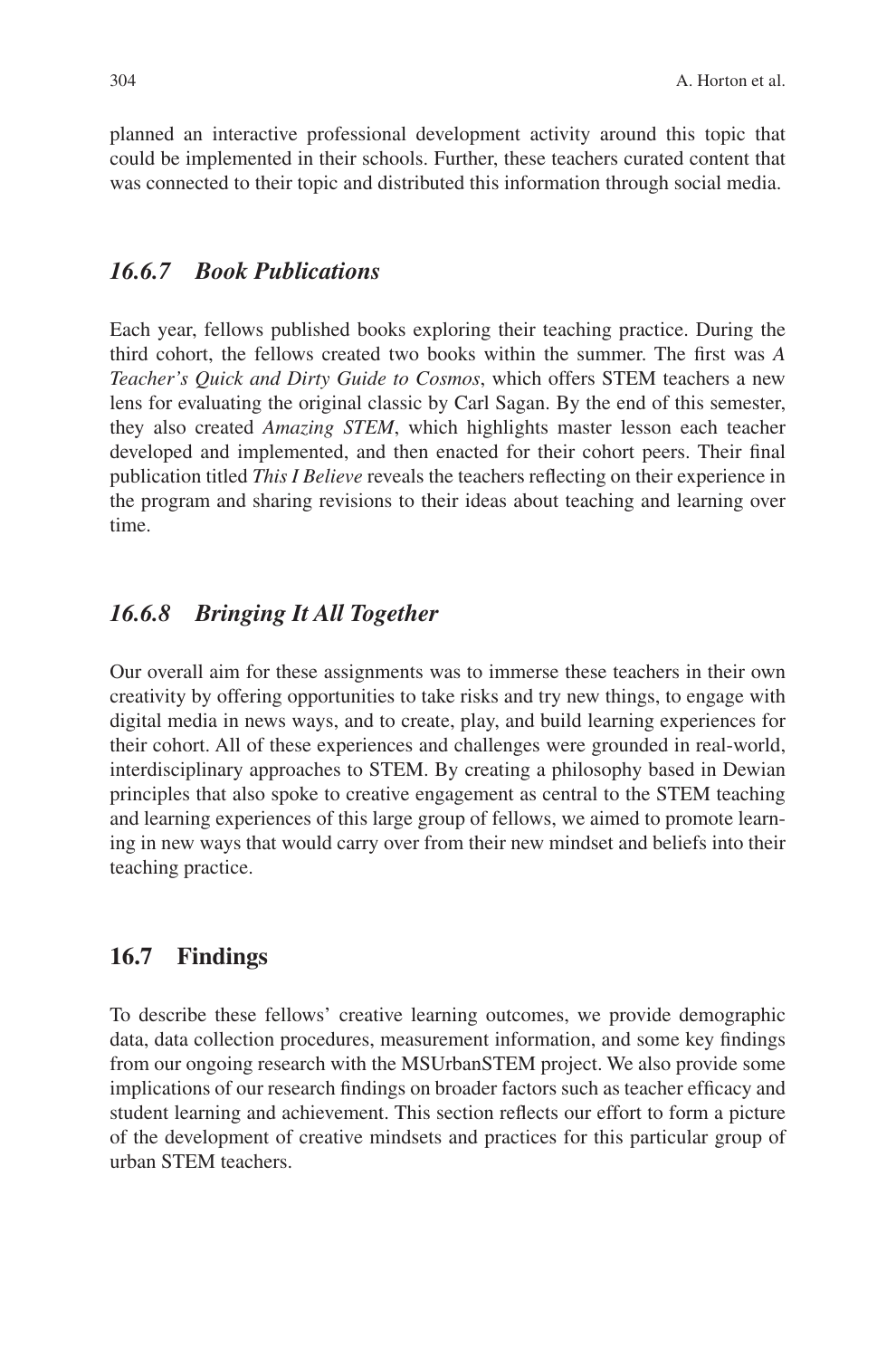planned an interactive professional development activity around this topic that could be implemented in their schools. Further, these teachers curated content that was connected to their topic and distributed this information through social media.

### *16.6.7 Book Publications*

Each year, fellows published books exploring their teaching practice. During the third cohort, the fellows created two books within the summer. The first was *A Teacher's Quick and Dirty Guide to Cosmos*, which offers STEM teachers a new lens for evaluating the original classic by Carl Sagan. By the end of this semester, they also created *Amazing STEM*, which highlights master lesson each teacher developed and implemented, and then enacted for their cohort peers. Their final publication titled *This I Believe* reveals the teachers reflecting on their experience in the program and sharing revisions to their ideas about teaching and learning over time.

### *16.6.8 Bringing It All Together*

Our overall aim for these assignments was to immerse these teachers in their own creativity by offering opportunities to take risks and try new things, to engage with digital media in news ways, and to create, play, and build learning experiences for their cohort. All of these experiences and challenges were grounded in real-world, interdisciplinary approaches to STEM. By creating a philosophy based in Dewian principles that also spoke to creative engagement as central to the STEM teaching and learning experiences of this large group of fellows, we aimed to promote learning in new ways that would carry over from their new mindset and beliefs into their teaching practice.

## 16.7 Findings

To describe these fellows' creative learning outcomes, we provide demographic data, data collection procedures, measurement information, and some key findings from our ongoing research with the MSUrbanSTEM project. We also provide some implications of our research findings on broader factors such as teacher efficacy and student learning and achievement. This section reflects our effort to form a picture of the development of creative mindsets and practices for this particular group of urban STEM teachers.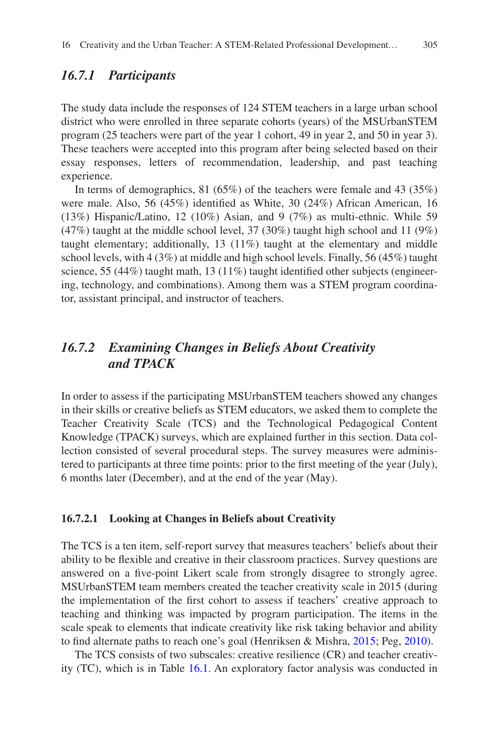### 16.7.1 Participants

The study data include the responses of 124 STEM teachers in a large urban school district who were enrolled in three separate cohorts (years) of the MSUrbanSTEM program (25 teachers were part of the year 1 cohort, 49 in year 2, and 50 in year 3). These teachers were accepted into this program after being selected based on their essay responses, letters of recommendation, leadership, and past teaching experience.

In terms of demographics, 81 (65%) of the teachers were female and 43 (35%) were male. Also, 56 (45%) identified as White, 30 (24%) African American, 16 (13%) Hispanic/Latino, 12 (10%) Asian, and 9 (7%) as multi-ethnic. While 59 (47%) taught at the middle school level, 37 (30%) taught high school and 11 (9%) taught elementary; additionally, 13 (11%) taught at the elementary and middle school levels, with 4 (3%) at middle and high school levels. Finally, 56 (45%) taught science, 55 (44%) taught math, 13 (11%) taught identified other subjects (engineering, technology, and combinations). Among them was a STEM program coordinator, assistant principal, and instructor of teachers.

### 16.7.2 Examining Changes in Beliefs About Creativity and TPACK

In order to assess if the participating MSUrbanSTEM teachers showed any changes in their skills or creative beliefs as STEM educators, we asked them to complete the Teacher Creativity Scale (TCS) and the Technological Pedagogical Content Knowledge (TPACK) surveys, which are explained further in this section. Data collection consisted of several procedural steps. The survey measures were administered to participants at three time points: prior to the first meeting of the year (July), 6 months later (December), and at the end of the year (May).

#### 16.7.2.1 Looking at Changes in Beliefs about Creativity

The TCS is a ten item, self-report survey that measures teachers' beliefs about their ability to be flexible and creative in their classroom practices. Survey questions are answered on a five-point Likert scale from strongly disagree to strongly agree. MSUrbanSTEM team members created the teacher creativity scale in 2015 (during the implementation of the first cohort to assess if teachers' creative approach to teaching and thinking was impacted by program participation. The items in the scale speak to elements that indicate creativity like risk taking behavior and ability to find alternate paths to reach one's goal (Henriksen & Mishra, 2015; Peg, 2010).

The TCS consists of two subscales: creative resilience (CR) and teacher creativity (TC), which is in Table 16.1. An exploratory factor analysis was conducted in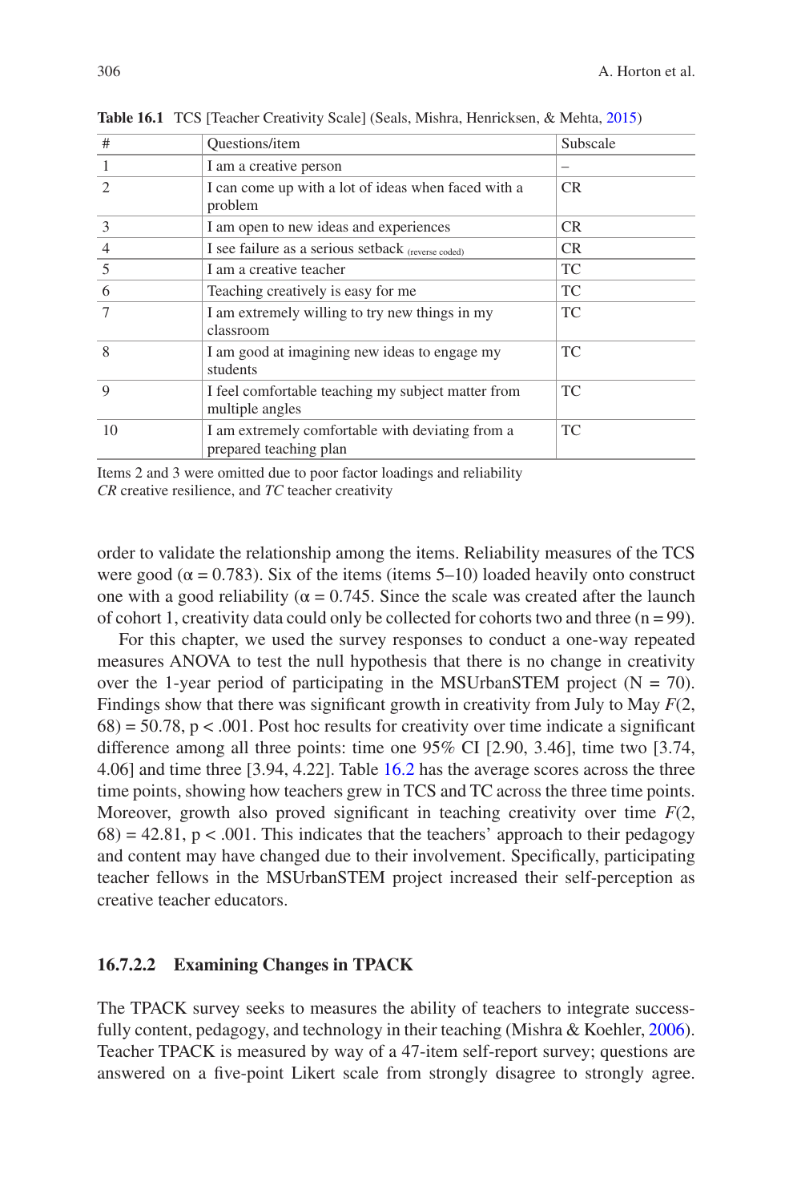**Table 16.1** TCS [Teacher Creativity Scale] (Seals, Mishra, Henricksen, & Mehta, 2015)

| # | Questions/item | Subscale |
|---|---|---|
| 1 | I am a creative person | – |
| 2 | I can come up with a lot of ideas when faced with a problem | CR |
| 3 | I am open to new ideas and experiences | CR |
| 4 | I see failure as a serious setback (reverse coded) | CR |
| 5 | I am a creative teacher | TC |
| 6 | Teaching creatively is easy for me | TC |
| 7 | I am extremely willing to try new things in my classroom | TC |
| 8 | I am good at imagining new ideas to engage my students | TC |
| 9 | I feel comfortable teaching my subject matter from multiple angles | TC |
| 10 | I am extremely comfortable with deviating from a prepared teaching plan | TC |

Items 2 and 3 were omitted due to poor factor loadings and reliability
*CR* creative resilience, and *TC* teacher creativity

order to validate the relationship among the items. Reliability measures of the TCS were good ($\alpha = 0.783$). Six of the items (items 5–10) loaded heavily onto construct one with a good reliability ($\alpha = 0.745$. Since the scale was created after the launch of cohort 1, creativity data could only be collected for cohorts two and three ($n = 99$).

For this chapter, we used the survey responses to conduct a one-way repeated measures ANOVA to test the null hypothesis that there is no change in creativity over the 1-year period of participating in the MSUrbanSTEM project ($N = 70$). Findings show that there was significant growth in creativity from July to May $F(2, 68) = 50.78$, $p < .001$. Post hoc results for creativity over time indicate a significant difference among all three points: time one 95% CI [2.90, 3.46], time two [3.74, 4.06] and time three [3.94, 4.22]. Table 16.2 has the average scores across the three time points, showing how teachers grew in TCS and TC across the three time points. Moreover, growth also proved significant in teaching creativity over time $F(2, 68) = 42.81$, $p < .001$. This indicates that the teachers' approach to their pedagogy and content may have changed due to their involvement. Specifically, participating teacher fellows in the MSUrbanSTEM project increased their self-perception as creative teacher educators.

#### 16.7.2.2 Examining Changes in TPACK

The TPACK survey seeks to measures the ability of teachers to integrate successfully content, pedagogy, and technology in their teaching (Mishra & Koehler, 2006). Teacher TPACK is measured by way of a 47-item self-report survey; questions are answered on a five-point Likert scale from strongly disagree to strongly agree.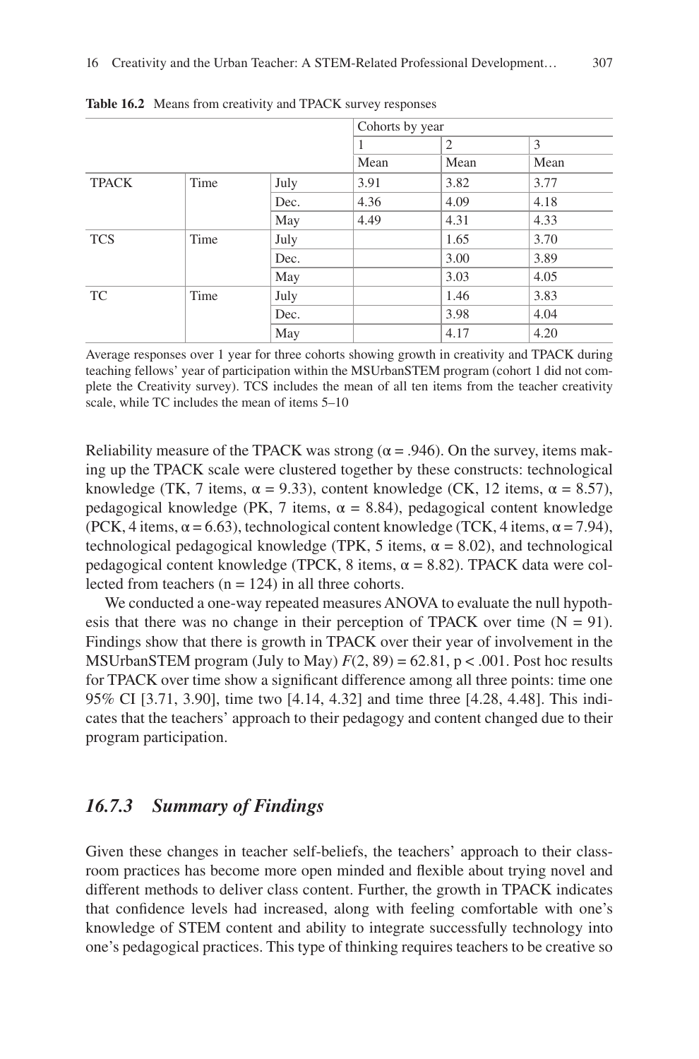**Table 16.2** Means from creativity and TPACK survey responses

| | | | Cohorts by year | | |
|---|---|---|---|---|---|
| | | | 1 | 2 | 3 |
| | | | Mean | Mean | Mean |
| TPACK | Time | July | 3.91 | 3.82 | 3.77 |
| | | Dec. | 4.36 | 4.09 | 4.18 |
| | | May | 4.49 | 4.31 | 4.33 |
| TCS | Time | July | | 1.65 | 3.70 |
| | | Dec. | | 3.00 | 3.89 |
| | | May | | 3.03 | 4.05 |
| TC | Time | July | | 1.46 | 3.83 |
| | | Dec. | | 3.98 | 4.04 |
| | | May | | 4.17 | 4.20 |

Average responses over 1 year for three cohorts showing growth in creativity and TPACK during teaching fellows' year of participation within the MSUrbanSTEM program (cohort 1 did not complete the Creativity survey). TCS includes the mean of all ten items from the teacher creativity scale, while TC includes the mean of items 5–10

Reliability measure of the TPACK was strong ($\alpha = .946$). On the survey, items making up the TPACK scale were clustered together by these constructs: technological knowledge (TK, 7 items, $\alpha = 9.33$), content knowledge (CK, 12 items, $\alpha = 8.57$), pedagogical knowledge (PK, 7 items, $\alpha = 8.84$), pedagogical content knowledge (PCK, 4 items, $\alpha = 6.63$), technological content knowledge (TCK, 4 items, $\alpha = 7.94$), technological pedagogical knowledge (TPK, 5 items, $\alpha = 8.02$), and technological pedagogical content knowledge (TPCK, 8 items, $\alpha = 8.82$). TPACK data were collected from teachers ($n = 124$) in all three cohorts.

We conducted a one-way repeated measures ANOVA to evaluate the null hypothesis that there was no change in their perception of TPACK over time ($N = 91$). Findings show that there is growth in TPACK over their year of involvement in the MSUrbanSTEM program (July to May) $F(2, 89) = 62.81$, $p < .001$. Post hoc results for TPACK over time show a significant difference among all three points: time one 95% CI [3.71, 3.90], time two [4.14, 4.32] and time three [4.28, 4.48]. This indicates that the teachers' approach to their pedagogy and content changed due to their program participation.

### *16.7.3 Summary of Findings*

Given these changes in teacher self-beliefs, the teachers' approach to their classroom practices has become more open minded and flexible about trying novel and different methods to deliver class content. Further, the growth in TPACK indicates that confidence levels had increased, along with feeling comfortable with one's knowledge of STEM content and ability to integrate successfully technology into one's pedagogical practices. This type of thinking requires teachers to be creative so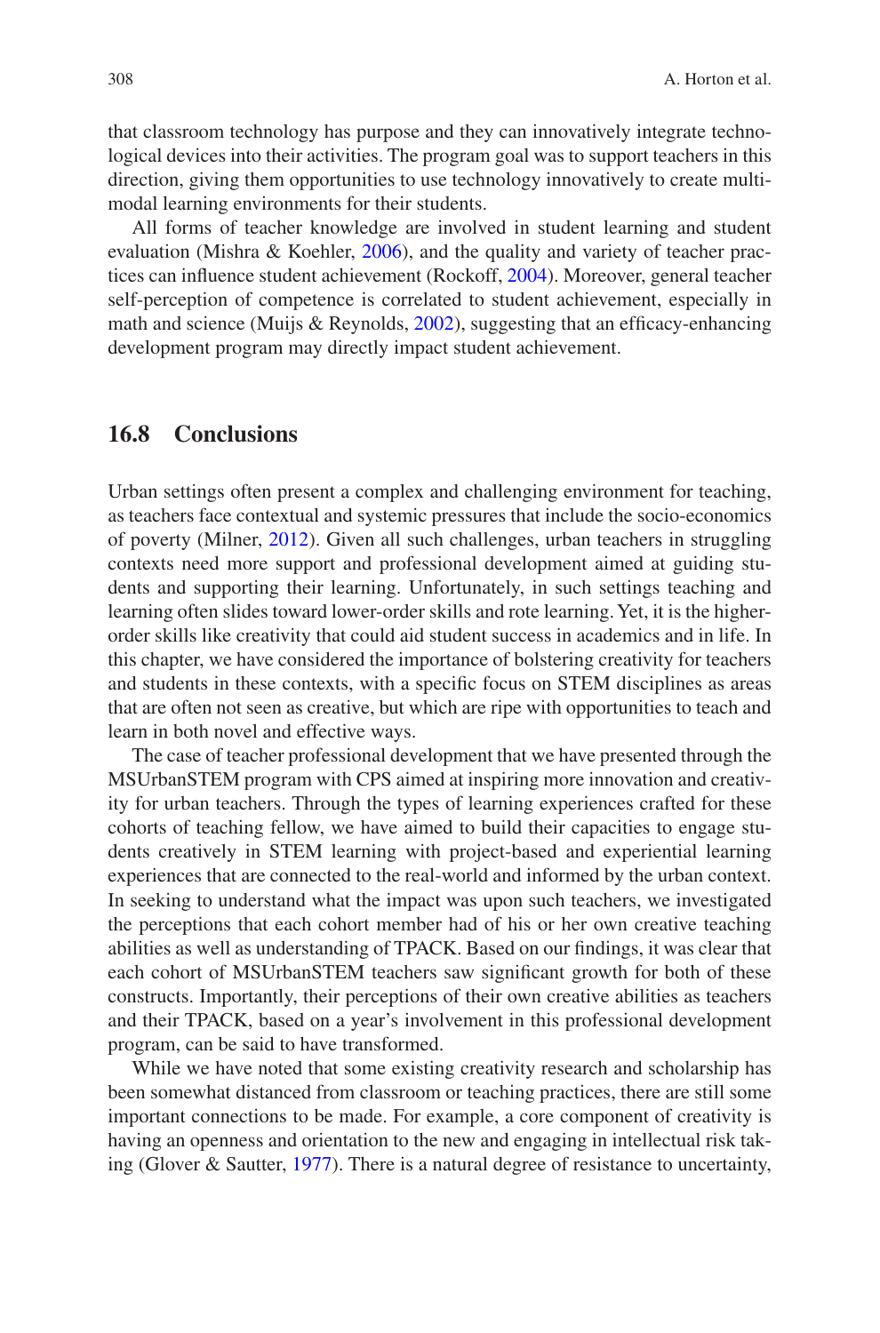that classroom technology has purpose and they can innovatively integrate technological devices into their activities. The program goal was to support teachers in this direction, giving them opportunities to use technology innovatively to create multimodal learning environments for their students.

All forms of teacher knowledge are involved in student learning and student evaluation (Mishra & Koehler, 2006), and the quality and variety of teacher practices can influence student achievement (Rockoff, 2004). Moreover, general teacher self-perception of competence is correlated to student achievement, especially in math and science (Muijs & Reynolds, 2002), suggesting that an efficacy-enhancing development program may directly impact student achievement.

## 16.8 Conclusions

Urban settings often present a complex and challenging environment for teaching, as teachers face contextual and systemic pressures that include the socio-economics of poverty (Milner, 2012). Given all such challenges, urban teachers in struggling contexts need more support and professional development aimed at guiding students and supporting their learning. Unfortunately, in such settings teaching and learning often slides toward lower-order skills and rote learning. Yet, it is the higher-order skills like creativity that could aid student success in academics and in life. In this chapter, we have considered the importance of bolstering creativity for teachers and students in these contexts, with a specific focus on STEM disciplines as areas that are often not seen as creative, but which are ripe with opportunities to teach and learn in both novel and effective ways.

The case of teacher professional development that we have presented through the MSUrbanSTEM program with CPS aimed at inspiring more innovation and creativity for urban teachers. Through the types of learning experiences crafted for these cohorts of teaching fellow, we have aimed to build their capacities to engage students creatively in STEM learning with project-based and experiential learning experiences that are connected to the real-world and informed by the urban context. In seeking to understand what the impact was upon such teachers, we investigated the perceptions that each cohort member had of his or her own creative teaching abilities as well as understanding of TPACK. Based on our findings, it was clear that each cohort of MSUrbanSTEM teachers saw significant growth for both of these constructs. Importantly, their perceptions of their own creative abilities as teachers and their TPACK, based on a year's involvement in this professional development program, can be said to have transformed.

While we have noted that some existing creativity research and scholarship has been somewhat distanced from classroom or teaching practices, there are still some important connections to be made. For example, a core component of creativity is having an openness and orientation to the new and engaging in intellectual risk taking (Glover & Sautter, 1977). There is a natural degree of resistance to uncertainty,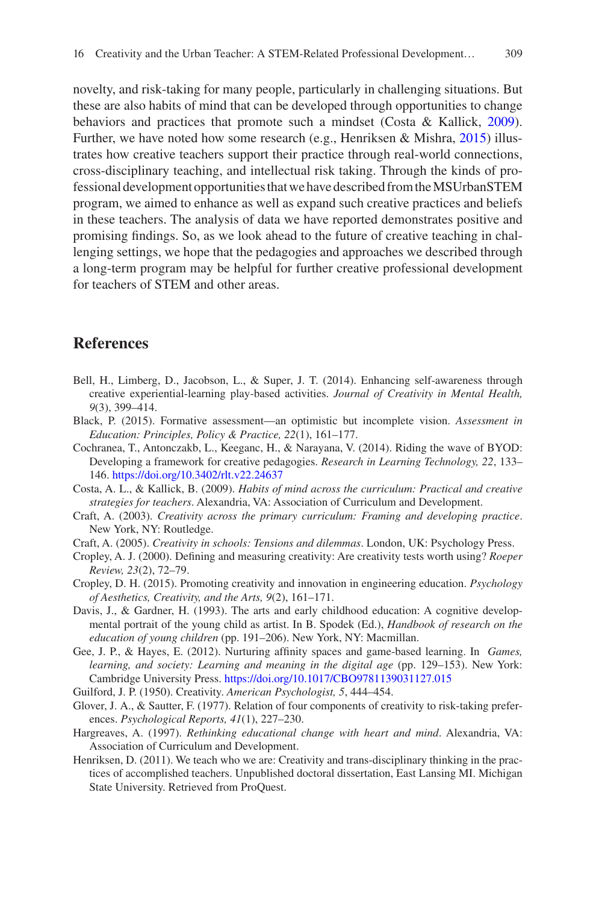novelty, and risk-taking for many people, particularly in challenging situations. But these are also habits of mind that can be developed through opportunities to change behaviors and practices that promote such a mindset (Costa & Kallick, 2009). Further, we have noted how some research (e.g., Henriksen & Mishra, 2015) illustrates how creative teachers support their practice through real-world connections, cross-disciplinary teaching, and intellectual risk taking. Through the kinds of professional development opportunities that we have described from the MSUrbanSTEM program, we aimed to enhance as well as expand such creative practices and beliefs in these teachers. The analysis of data we have reported demonstrates positive and promising findings. So, as we look ahead to the future of creative teaching in challenging settings, we hope that the pedagogies and approaches we described through a long-term program may be helpful for further creative professional development for teachers of STEM and other areas.

## References

Bell, H., Limberg, D., Jacobson, L., & Super, J. T. (2014). Enhancing self-awareness through creative experiential-learning play-based activities. *Journal of Creativity in Mental Health, 9*(3), 399–414.

Black, P. (2015). Formative assessment—an optimistic but incomplete vision. *Assessment in Education: Principles, Policy & Practice, 22*(1), 161–177.

Cochranea, T., Antonczakb, L., Keeganc, H., & Narayana, V. (2014). Riding the wave of BYOD: Developing a framework for creative pedagogies. *Research in Learning Technology, 22*, 133–146. https://doi.org/10.3402/rlt.v22.24637

Costa, A. L., & Kallick, B. (2009). *Habits of mind across the curriculum: Practical and creative strategies for teachers*. Alexandria, VA: Association of Curriculum and Development.

Craft, A. (2003). *Creativity across the primary curriculum: Framing and developing practice*. New York, NY: Routledge.

Craft, A. (2005). *Creativity in schools: Tensions and dilemmas*. London, UK: Psychology Press.

Cropley, A. J. (2000). Defining and measuring creativity: Are creativity tests worth using? *Roeper Review, 23*(2), 72–79.

Cropley, D. H. (2015). Promoting creativity and innovation in engineering education. *Psychology of Aesthetics, Creativity, and the Arts, 9*(2), 161–171.

Davis, J., & Gardner, H. (1993). The arts and early childhood education: A cognitive developmental portrait of the young child as artist. In B. Spodek (Ed.), *Handbook of research on the education of young children* (pp. 191–206). New York, NY: Macmillan.

Gee, J. P., & Hayes, E. (2012). Nurturing affinity spaces and game-based learning. In *Games, learning, and society: Learning and meaning in the digital age* (pp. 129–153). New York: Cambridge University Press. https://doi.org/10.1017/CBO9781139031127.015

Guilford, J. P. (1950). Creativity. *American Psychologist, 5*, 444–454.

Glover, J. A., & Sautter, F. (1977). Relation of four components of creativity to risk-taking preferences. *Psychological Reports, 41*(1), 227–230.

Hargreaves, A. (1997). *Rethinking educational change with heart and mind*. Alexandria, VA: Association of Curriculum and Development.

Henriksen, D. (2011). We teach who we are: Creativity and trans-disciplinary thinking in the practices of accomplished teachers. Unpublished doctoral dissertation, East Lansing MI. Michigan State University. Retrieved from ProQuest.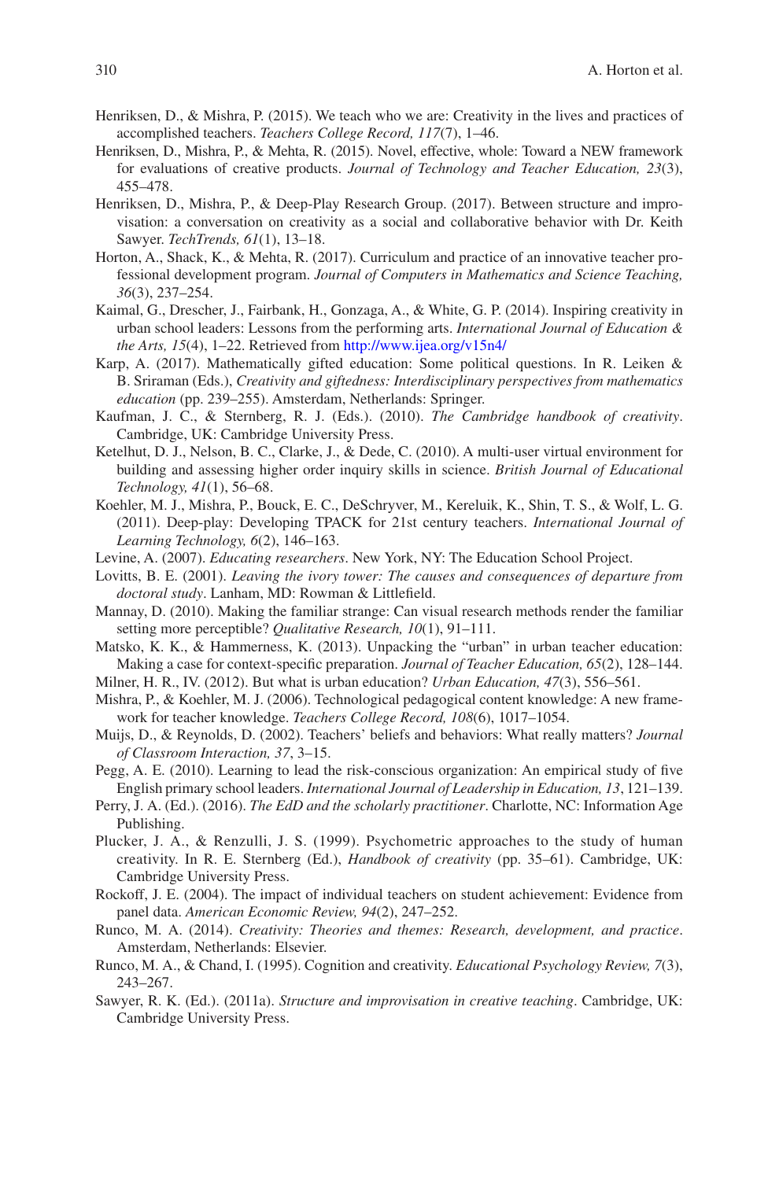Henriksen, D., & Mishra, P. (2015). We teach who we are: Creativity in the lives and practices of accomplished teachers. *Teachers College Record, 117*(7), 1–46.

Henriksen, D., Mishra, P., & Mehta, R. (2015). Novel, effective, whole: Toward a NEW framework for evaluations of creative products. *Journal of Technology and Teacher Education, 23*(3), 455–478.

Henriksen, D., Mishra, P., & Deep-Play Research Group. (2017). Between structure and improvisation: a conversation on creativity as a social and collaborative behavior with Dr. Keith Sawyer. *TechTrends, 61*(1), 13–18.

Horton, A., Shack, K., & Mehta, R. (2017). Curriculum and practice of an innovative teacher professional development program. *Journal of Computers in Mathematics and Science Teaching, 36*(3), 237–254.

Kaimal, G., Drescher, J., Fairbank, H., Gonzaga, A., & White, G. P. (2014). Inspiring creativity in urban school leaders: Lessons from the performing arts. *International Journal of Education & the Arts, 15*(4), 1–22. Retrieved from http://www.ijea.org/v15n4/

Karp, A. (2017). Mathematically gifted education: Some political questions. In R. Leiken & B. Sriraman (Eds.), *Creativity and giftedness: Interdisciplinary perspectives from mathematics education* (pp. 239–255). Amsterdam, Netherlands: Springer.

Kaufman, J. C., & Sternberg, R. J. (Eds.). (2010). *The Cambridge handbook of creativity*. Cambridge, UK: Cambridge University Press.

Ketelhut, D. J., Nelson, B. C., Clarke, J., & Dede, C. (2010). A multi-user virtual environment for building and assessing higher order inquiry skills in science. *British Journal of Educational Technology, 41*(1), 56–68.

Koehler, M. J., Mishra, P., Bouck, E. C., DeSchryver, M., Kereluik, K., Shin, T. S., & Wolf, L. G. (2011). Deep-play: Developing TPACK for 21st century teachers. *International Journal of Learning Technology, 6*(2), 146–163.

Levine, A. (2007). *Educating researchers*. New York, NY: The Education School Project.

Lovitts, B. E. (2001). *Leaving the ivory tower: The causes and consequences of departure from doctoral study*. Lanham, MD: Rowman & Littlefield.

Mannay, D. (2010). Making the familiar strange: Can visual research methods render the familiar setting more perceptible? *Qualitative Research, 10*(1), 91–111.

Matsko, K. K., & Hammerness, K. (2013). Unpacking the "urban" in urban teacher education: Making a case for context-specific preparation. *Journal of Teacher Education, 65*(2), 128–144.

Milner, H. R., IV. (2012). But what is urban education? *Urban Education, 47*(3), 556–561.

Mishra, P., & Koehler, M. J. (2006). Technological pedagogical content knowledge: A new framework for teacher knowledge. *Teachers College Record, 108*(6), 1017–1054.

Muijs, D., & Reynolds, D. (2002). Teachers' beliefs and behaviors: What really matters? *Journal of Classroom Interaction, 37*, 3–15.

Pegg, A. E. (2010). Learning to lead the risk-conscious organization: An empirical study of five English primary school leaders. *International Journal of Leadership in Education, 13*, 121–139.

Perry, J. A. (Ed.). (2016). *The EdD and the scholarly practitioner*. Charlotte, NC: Information Age Publishing.

Plucker, J. A., & Renzulli, J. S. (1999). Psychometric approaches to the study of human creativity. In R. E. Sternberg (Ed.), *Handbook of creativity* (pp. 35–61). Cambridge, UK: Cambridge University Press.

Rockoff, J. E. (2004). The impact of individual teachers on student achievement: Evidence from panel data. *American Economic Review, 94*(2), 247–252.

Runco, M. A. (2014). *Creativity: Theories and themes: Research, development, and practice*. Amsterdam, Netherlands: Elsevier.

Runco, M. A., & Chand, I. (1995). Cognition and creativity. *Educational Psychology Review, 7*(3), 243–267.

Sawyer, R. K. (Ed.). (2011a). *Structure and improvisation in creative teaching*. Cambridge, UK: Cambridge University Press.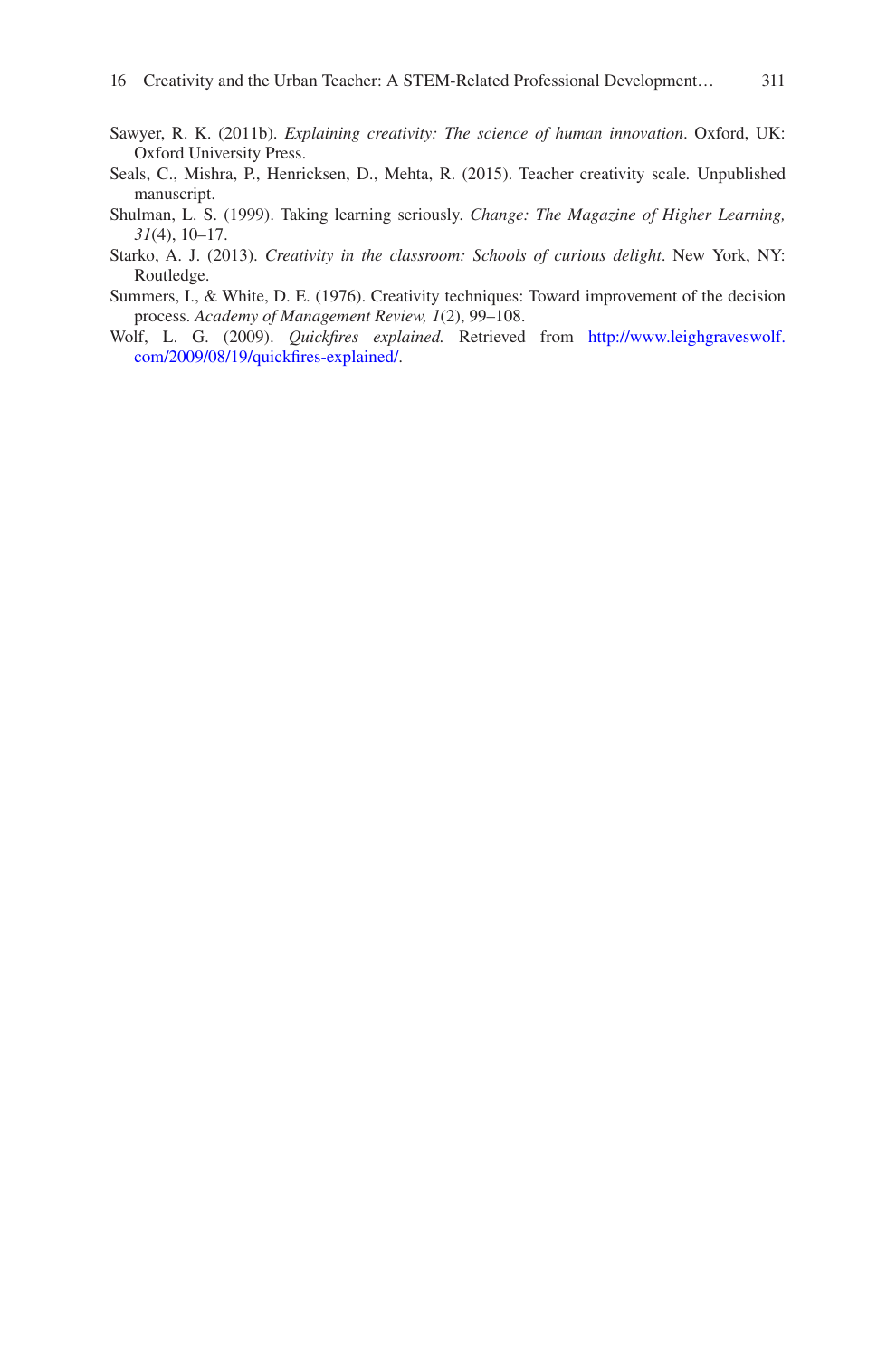Sawyer, R. K. (2011b). *Explaining creativity: The science of human innovation*. Oxford, UK: Oxford University Press.

Seals, C., Mishra, P., Henricksen, D., Mehta, R. (2015). Teacher creativity scale. Unpublished manuscript.

Shulman, L. S. (1999). Taking learning seriously. *Change: The Magazine of Higher Learning, 31*(4), 10–17.

Starko, A. J. (2013). *Creativity in the classroom: Schools of curious delight*. New York, NY: Routledge.

Summers, I., & White, D. E. (1976). Creativity techniques: Toward improvement of the decision process. *Academy of Management Review, 1*(2), 99–108.

Wolf, L. G. (2009). *Quickfires explained.* Retrieved from http://www.leighgraveswolf.com/2009/08/19/quickfires-explained/.